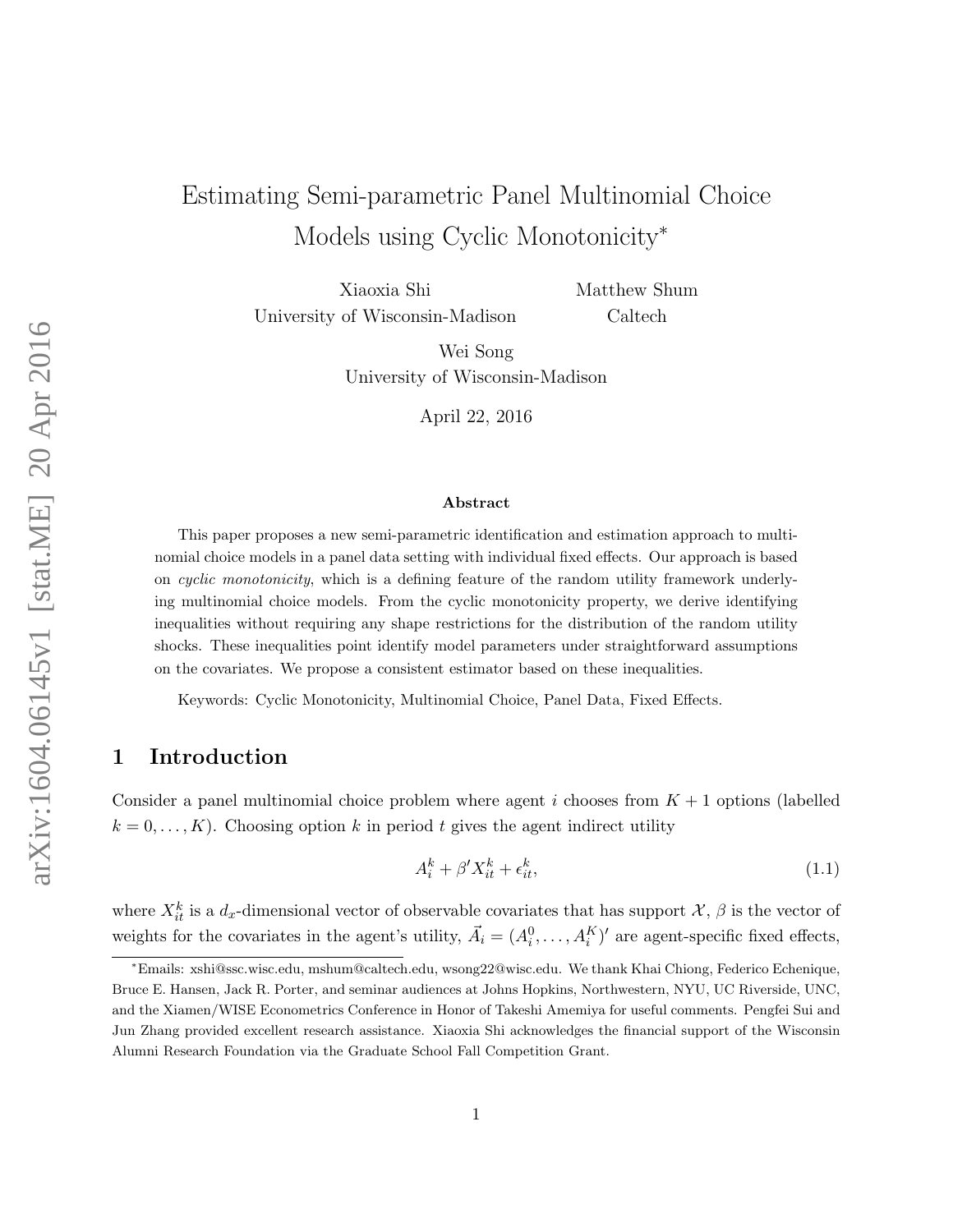# Estimating Semi-parametric Panel Multinomial Choice Models using Cyclic Monotonicity*

Xiaoxia Shi
University of Wisconsin-Madison

Matthew Shum
Caltech

Wei Song
University of Wisconsin-Madison

April 22, 2016

### Abstract

This paper proposes a new semi-parametric identification and estimation approach to multinomial choice models in a panel data setting with individual fixed effects. Our approach is based on *cyclic monotonicity*, which is a defining feature of the random utility framework underlying multinomial choice models. From the cyclic monotonicity property, we derive identifying inequalities without requiring any shape restrictions for the distribution of the random utility shocks. These inequalities point identify model parameters under straightforward assumptions on the covariates. We propose a consistent estimator based on these inequalities.

Keywords: Cyclic Monotonicity, Multinomial Choice, Panel Data, Fixed Effects.

## 1 Introduction

Consider a panel multinomial choice problem where agent $i$ chooses from $K+1$ options (labelled $k = 0, \ldots, K$). Choosing option $k$ in period $t$ gives the agent indirect utility

$$A_i^k + \beta' X_{it}^k + \epsilon_{it}^k, \tag{1.1}$$

where $X_{it}^k$ is a $d_x$-dimensional vector of observable covariates that has support $\mathcal{X}$, $\beta$ is the vector of weights for the covariates in the agent's utility, $\vec{A}_i = (A_i^0, \ldots, A_i^K)'$ are agent-specific fixed effects,

*Emails: xshi@ssc.wisc.edu, mshum@caltech.edu, wsong22@wisc.edu. We thank Khai Chiong, Federico Echenique, Bruce E. Hansen, Jack R. Porter, and seminar audiences at Johns Hopkins, Northwestern, NYU, UC Riverside, UNC, and the Xiamen/WISE Econometrics Conference in Honor of Takeshi Amemiya for useful comments. Pengfei Sui and Jun Zhang provided excellent research assistance. Xiaoxia Shi acknowledges the financial support of the Wisconsin Alumni Research Foundation via the Graduate School Fall Competition Grant.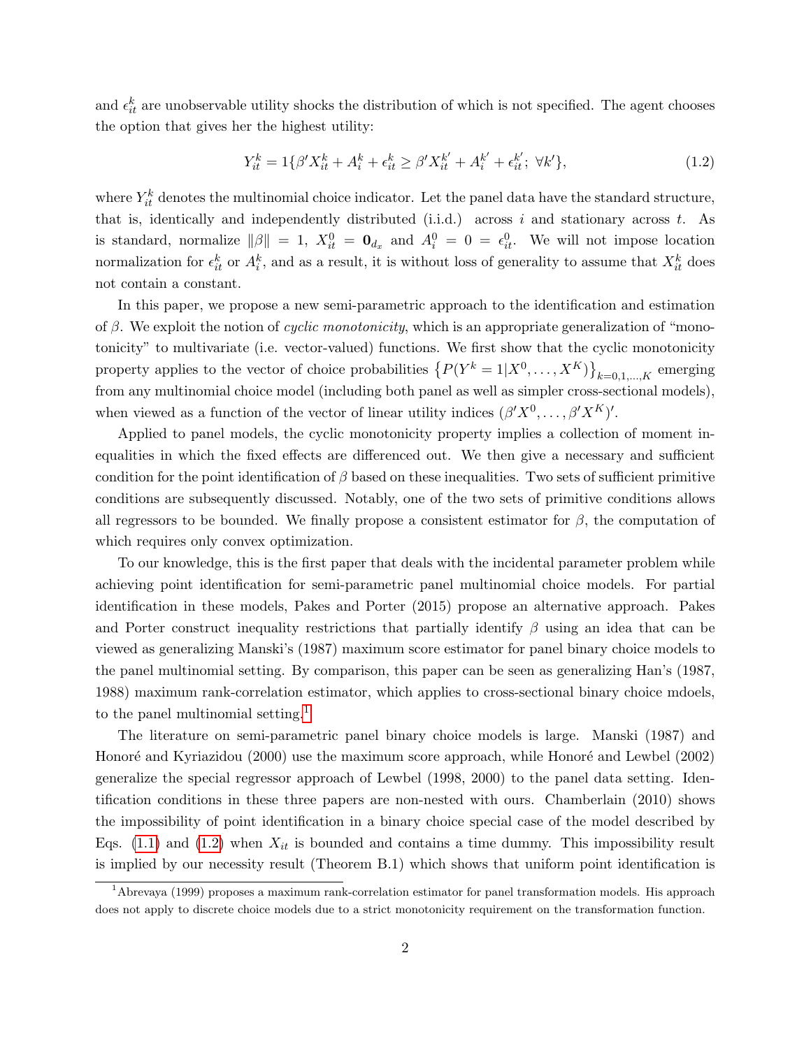and $\epsilon_{it}^k$ are unobservable utility shocks the distribution of which is not specified. The agent chooses the option that gives her the highest utility:

$$Y_{it}^k = 1\{\beta' X_{it}^k + A_i^k + \epsilon_{it}^k \geq \beta' X_{it}^{k'} + A_i^{k'} + \epsilon_{it}^{k'};\ \forall k'\}, \tag{1.2}$$

where $Y_{it}^k$ denotes the multinomial choice indicator. Let the panel data have the standard structure, that is, identically and independently distributed (i.i.d.) across $i$ and stationary across $t$. As is standard, normalize $\|\beta\| = 1$, $X_{it}^0 = \mathbf{0}_{d_x}$ and $A_i^0 = 0 = \epsilon_{it}^0$. We will not impose location normalization for $\epsilon_{it}^k$ or $A_i^k$, and as a result, it is without loss of generality to assume that $X_{it}^k$ does not contain a constant.

In this paper, we propose a new semi-parametric approach to the identification and estimation of $\beta$. We exploit the notion of *cyclic monotonicity*, which is an appropriate generalization of "monotonicity" to multivariate (i.e. vector-valued) functions. We first show that the cyclic monotonicity property applies to the vector of choice probabilities $\left\{P(Y^k = 1|X^0, \ldots, X^K)\right\}_{k=0,1,\ldots,K}$ emerging from any multinomial choice model (including both panel as well as simpler cross-sectional models), when viewed as a function of the vector of linear utility indices $(\beta' X^0, \ldots, \beta' X^K)'$.

Applied to panel models, the cyclic monotonicity property implies a collection of moment inequalities in which the fixed effects are differenced out. We then give a necessary and sufficient condition for the point identification of $\beta$ based on these inequalities. Two sets of sufficient primitive conditions are subsequently discussed. Notably, one of the two sets of primitive conditions allows all regressors to be bounded. We finally propose a consistent estimator for $\beta$, the computation of which requires only convex optimization.

To our knowledge, this is the first paper that deals with the incidental parameter problem while achieving point identification for semi-parametric panel multinomial choice models. For partial identification in these models, Pakes and Porter (2015) propose an alternative approach. Pakes and Porter construct inequality restrictions that partially identify $\beta$ using an idea that can be viewed as generalizing Manski's (1987) maximum score estimator for panel binary choice models to the panel multinomial setting. By comparison, this paper can be seen as generalizing Han's (1987, 1988) maximum rank-correlation estimator, which applies to cross-sectional binary choice mdoels, to the panel multinomial setting.[1]

The literature on semi-parametric panel binary choice models is large. Manski (1987) and Honoré and Kyriazidou (2000) use the maximum score approach, while Honoré and Lewbel (2002) generalize the special regressor approach of Lewbel (1998, 2000) to the panel data setting. Identification conditions in these three papers are non-nested with ours. Chamberlain (2010) shows the impossibility of point identification in a binary choice special case of the model described by Eqs. (1.1) and (1.2) when $X_{it}$ is bounded and contains a time dummy. This impossibility result is implied by our necessity result (Theorem B.1) which shows that uniform point identification is

[1] Abrevaya (1999) proposes a maximum rank-correlation estimator for panel transformation models. His approach does not apply to discrete choice models due to a strict monotonicity requirement on the transformation function.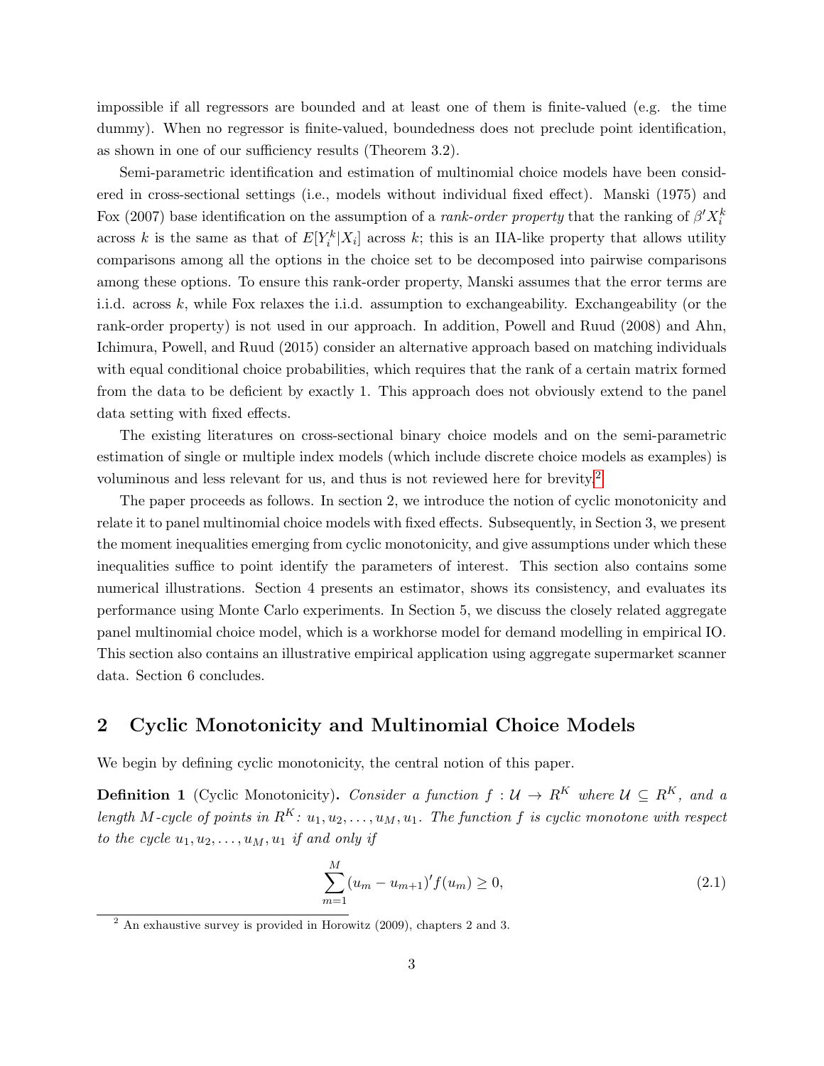impossible if all regressors are bounded and at least one of them is finite-valued (e.g. the time dummy). When no regressor is finite-valued, boundedness does not preclude point identification, as shown in one of our sufficiency results (Theorem 3.2).

Semi-parametric identification and estimation of multinomial choice models have been considered in cross-sectional settings (i.e., models without individual fixed effect). Manski (1975) and Fox (2007) base identification on the assumption of a *rank-order property* that the ranking of $\beta' X_i^k$ across $k$ is the same as that of $E[Y_i^k|X_i]$ across $k$; this is an IIA-like property that allows utility comparisons among all the options in the choice set to be decomposed into pairwise comparisons among these options. To ensure this rank-order property, Manski assumes that the error terms are i.i.d. across $k$, while Fox relaxes the i.i.d. assumption to exchangeability. Exchangeability (or the rank-order property) is not used in our approach. In addition, Powell and Ruud (2008) and Ahn, Ichimura, Powell, and Ruud (2015) consider an alternative approach based on matching individuals with equal conditional choice probabilities, which requires that the rank of a certain matrix formed from the data to be deficient by exactly 1. This approach does not obviously extend to the panel data setting with fixed effects.

The existing literatures on cross-sectional binary choice models and on the semi-parametric estimation of single or multiple index models (which include discrete choice models as examples) is voluminous and less relevant for us, and thus is not reviewed here for brevity.[2]

The paper proceeds as follows. In section 2, we introduce the notion of cyclic monotonicity and relate it to panel multinomial choice models with fixed effects. Subsequently, in Section 3, we present the moment inequalities emerging from cyclic monotonicity, and give assumptions under which these inequalities suffice to point identify the parameters of interest. This section also contains some numerical illustrations. Section 4 presents an estimator, shows its consistency, and evaluates its performance using Monte Carlo experiments. In Section 5, we discuss the closely related aggregate panel multinomial choice model, which is a workhorse model for demand modelling in empirical IO. This section also contains an illustrative empirical application using aggregate supermarket scanner data. Section 6 concludes.

## 2 Cyclic Monotonicity and Multinomial Choice Models

We begin by defining cyclic monotonicity, the central notion of this paper.

**Definition 1** (Cyclic Monotonicity)**.** *Consider a function $f : \mathcal{U} \to R^K$ where $\mathcal{U} \subseteq R^K$, and a length $M$-cycle of points in $R^K$: $u_1, u_2, \ldots, u_M, u_1$. The function $f$ is cyclic monotone with respect to the cycle $u_1, u_2, \ldots, u_M, u_1$ if and only if*

$$\sum_{m=1}^{M} (u_m - u_{m+1})' f(u_m) \geq 0, \tag{2.1}$$

[2] An exhaustive survey is provided in Horowitz (2009), chapters 2 and 3.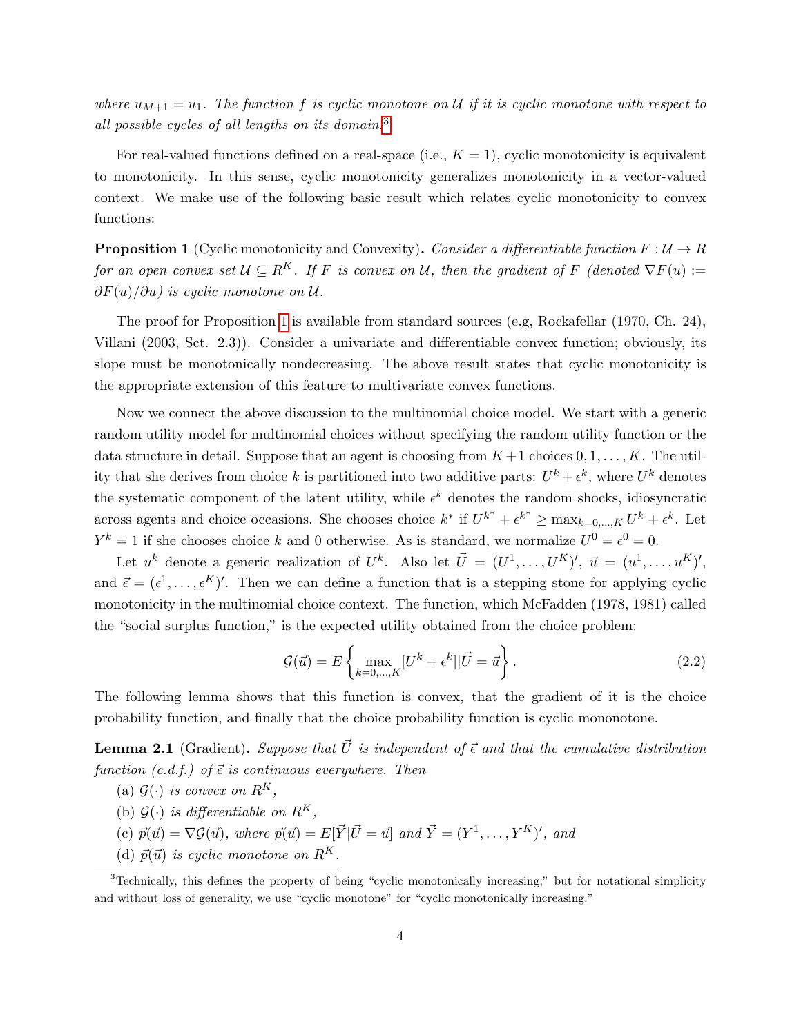*where $u_{M+1} = u_1$. The function $f$ is cyclic monotone on $\mathcal{U}$ if it is cyclic monotone with respect to all possible cycles of all lengths on its domain.*[3]

For real-valued functions defined on a real-space (i.e., $K = 1$), cyclic monotonicity is equivalent to monotonicity. In this sense, cyclic monotonicity generalizes monotonicity in a vector-valued context. We make use of the following basic result which relates cyclic monotonicity to convex functions:

**Proposition 1** (Cyclic monotonicity and Convexity). *Consider a differentiable function $F : \mathcal{U} \to R$ for an open convex set $\mathcal{U} \subseteq R^K$. If $F$ is convex on $\mathcal{U}$, then the gradient of $F$ (denoted $\nabla F(u) := \partial F(u)/\partial u$) is cyclic monotone on $\mathcal{U}$.*

The proof for Proposition 1 is available from standard sources (e.g, Rockafellar (1970, Ch. 24), Villani (2003, Sct. 2.3)). Consider a univariate and differentiable convex function; obviously, its slope must be monotonically nondecreasing. The above result states that cyclic monotonicity is the appropriate extension of this feature to multivariate convex functions.

Now we connect the above discussion to the multinomial choice model. We start with a generic random utility model for multinomial choices without specifying the random utility function or the data structure in detail. Suppose that an agent is choosing from $K+1$ choices $0, 1, \ldots, K$. The utility that she derives from choice $k$ is partitioned into two additive parts: $U^k + \epsilon^k$, where $U^k$ denotes the systematic component of the latent utility, while $\epsilon^k$ denotes the random shocks, idiosyncratic across agents and choice occasions. She chooses choice $k^*$ if $U^{k^*} + \epsilon^{k^*} \geq \max_{k=0,\ldots,K} U^k + \epsilon^k$. Let $Y^k = 1$ if she chooses choice $k$ and 0 otherwise. As is standard, we normalize $U^0 = \epsilon^0 = 0$.

Let $u^k$ denote a generic realization of $U^k$. Also let $\vec{U} = (U^1, \ldots, U^K)'$, $\vec{u} = (u^1, \ldots, u^K)'$, and $\vec{\epsilon} = (\epsilon^1, \ldots, \epsilon^K)'$. Then we can define a function that is a stepping stone for applying cyclic monotonicity in the multinomial choice context. The function, which McFadden (1978, 1981) called the "social surplus function," is the expected utility obtained from the choice problem:

$$\mathcal{G}(\vec{u}) = E\left\{ \max_{k=0,\ldots,K} [U^k + \epsilon^k] | \vec{U} = \vec{u} \right\}. \tag{2.2}$$

The following lemma shows that this function is convex, that the gradient of it is the choice probability function, and finally that the choice probability function is cyclic mononotone.

**Lemma 2.1** (Gradient). *Suppose that $\vec{U}$ is independent of $\vec{\epsilon}$ and that the cumulative distribution function (c.d.f.) of $\vec{\epsilon}$ is continuous everywhere. Then*

(a) *$\mathcal{G}(\cdot)$ is convex on $R^K$,*

(b) *$\mathcal{G}(\cdot)$ is differentiable on $R^K$,*

(c) *$\vec{p}(\vec{u}) = \nabla \mathcal{G}(\vec{u})$, where $\vec{p}(\vec{u}) = E[\vec{Y} | \vec{U} = \vec{u}]$ and $\vec{Y} = (Y^1, \ldots, Y^K)'$, and*

(d) *$\vec{p}(\vec{u})$ is cyclic monotone on $R^K$.*

[3] Technically, this defines the property of being "cyclic monotonically increasing," but for notational simplicity and without loss of generality, we use "cyclic monotone" for "cyclic monotonically increasing."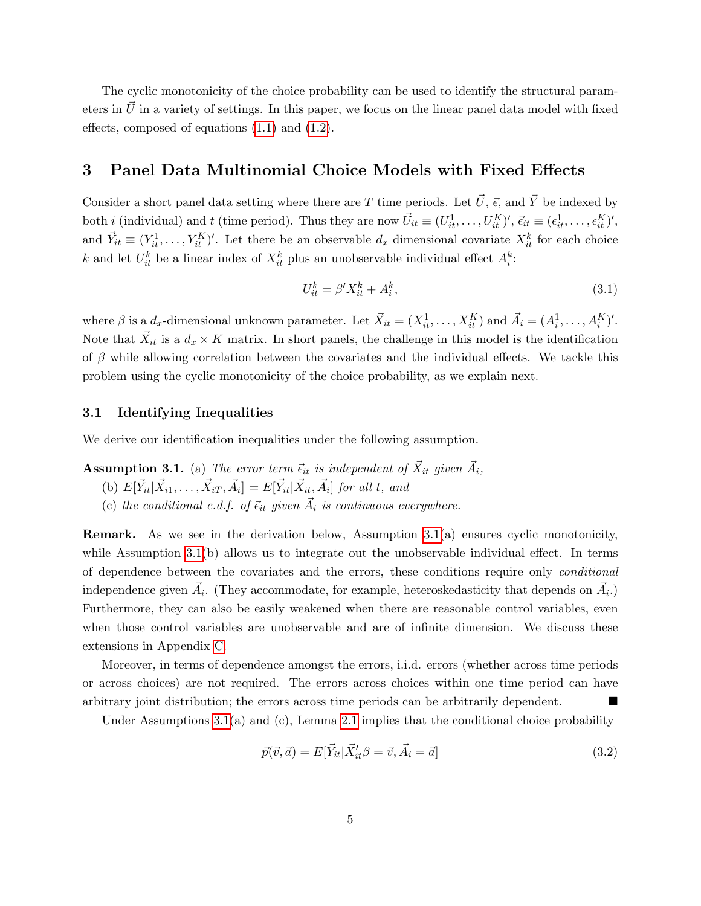The cyclic monotonicity of the choice probability can be used to identify the structural parameters in $\vec{U}$ in a variety of settings. In this paper, we focus on the linear panel data model with fixed effects, composed of equations (1.1) and (1.2).

## 3 Panel Data Multinomial Choice Models with Fixed Effects

Consider a short panel data setting where there are $T$ time periods. Let $\vec{U}$, $\vec{\epsilon}$, and $\vec{Y}$ be indexed by both $i$ (individual) and $t$ (time period). Thus they are now $\vec{U}_{it} \equiv (U_{it}^1, \ldots, U_{it}^K)'$, $\vec{\epsilon}_{it} \equiv (\epsilon_{it}^1, \ldots, \epsilon_{it}^K)'$, and $\vec{Y}_{it} \equiv (Y_{it}^1, \ldots, Y_{it}^K)'$. Let there be an observable $d_x$ dimensional covariate $X_{it}^k$ for each choice $k$ and let $U_{it}^k$ be a linear index of $X_{it}^k$ plus an unobservable individual effect $A_i^k$:

$$U_{it}^k = \beta' X_{it}^k + A_i^k, \tag{3.1}$$

where $\beta$ is a $d_x$-dimensional unknown parameter. Let $\vec{X}_{it} = (X_{it}^1, \ldots, X_{it}^K)$ and $\vec{A}_i = (A_i^1, \ldots, A_i^K)'$. Note that $\vec{X}_{it}$ is a $d_x \times K$ matrix. In short panels, the challenge in this model is the identification of $\beta$ while allowing correlation between the covariates and the individual effects. We tackle this problem using the cyclic monotonicity of the choice probability, as we explain next.

### 3.1 Identifying Inequalities

We derive our identification inequalities under the following assumption.

**Assumption 3.1.** (a) *The error term $\vec{\epsilon}_{it}$ is independent of $\vec{X}_{it}$ given $\vec{A}_i$,*

(b) $E[\vec{Y}_{it}|\vec{X}_{i1}, \ldots, \vec{X}_{iT}, \vec{A}_i] = E[\vec{Y}_{it}|\vec{X}_{it}, \vec{A}_i]$ *for all $t$, and*

(c) *the conditional c.d.f. of $\vec{\epsilon}_{it}$ given $\vec{A}_i$ is continuous everywhere.*

**Remark.** As we see in the derivation below, Assumption 3.1(a) ensures cyclic monotonicity, while Assumption 3.1(b) allows us to integrate out the unobservable individual effect. In terms of dependence between the covariates and the errors, these conditions require only *conditional* independence given $\vec{A}_i$. (They accommodate, for example, heteroskedasticity that depends on $\vec{A}_i$.) Furthermore, they can also be easily weakened when there are reasonable control variables, even when those control variables are unobservable and are of infinite dimension. We discuss these extensions in Appendix C.

Moreover, in terms of dependence amongst the errors, i.i.d. errors (whether across time periods or across choices) are not required. The errors across choices within one time period can have arbitrary joint distribution; the errors across time periods can be arbitrarily dependent. ∎

Under Assumptions 3.1(a) and (c), Lemma 2.1 implies that the conditional choice probability

$$\vec{p}(\vec{v}, \vec{a}) = E[\vec{Y}_{it}|\vec{X}_{it}'\beta = \vec{v}, \vec{A}_i = \vec{a}] \tag{3.2}$$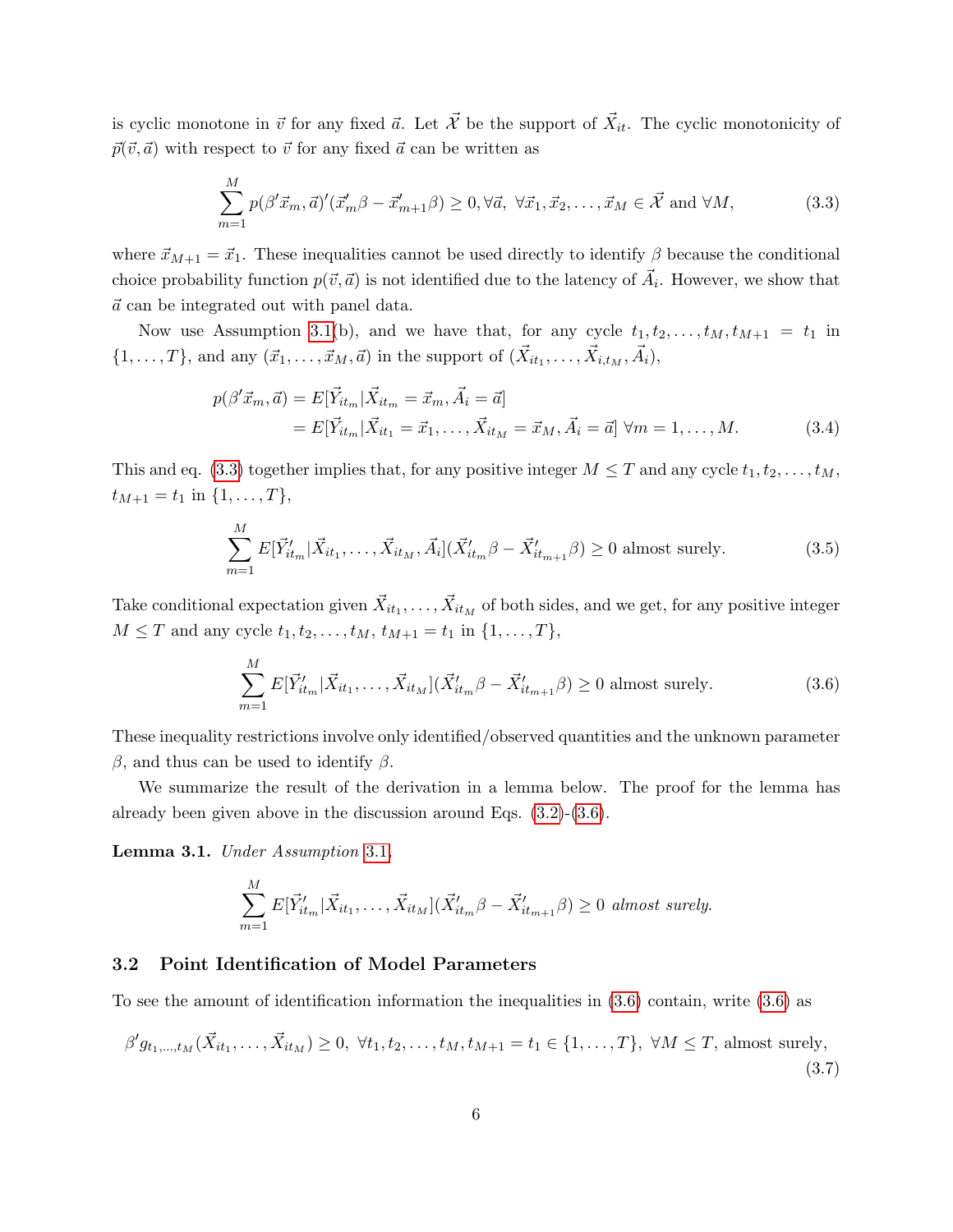is cyclic monotone in $\vec{v}$ for any fixed $\vec{a}$. Let $\vec{\mathcal{X}}$ be the support of $\vec{X}_{it}$. The cyclic monotonicity of $\vec{p}(\vec{v},\vec{a})$ with respect to $\vec{v}$ for any fixed $\vec{a}$ can be written as

$$\sum_{m=1}^{M} p(\beta'\vec{x}_m,\vec{a})'(\vec{x}_m'\beta - \vec{x}_{m+1}'\beta) \geq 0, \forall \vec{a},\ \forall \vec{x}_1,\vec{x}_2,\ldots,\vec{x}_M \in \vec{\mathcal{X}} \text{ and } \forall M, \tag{3.3}$$

where $\vec{x}_{M+1} = \vec{x}_1$. These inequalities cannot be used directly to identify $\beta$ because the conditional choice probability function $p(\vec{v},\vec{a})$ is not identified due to the latency of $\vec{A}_i$. However, we show that $\vec{a}$ can be integrated out with panel data.

Now use Assumption 3.1(b), and we have that, for any cycle $t_1, t_2, \ldots, t_M, t_{M+1} = t_1$ in $\{1,\ldots,T\}$, and any $(\vec{x}_1,\ldots,\vec{x}_M,\vec{a})$ in the support of $(\vec{X}_{it_1},\ldots,\vec{X}_{i,t_M},\vec{A}_i)$,

$$\begin{aligned} p(\beta'\vec{x}_m,\vec{a}) &= E[\vec{Y}_{it_m}|\vec{X}_{it_m} = \vec{x}_m, \vec{A}_i = \vec{a}] \\ &= E[\vec{Y}_{it_m}|\vec{X}_{it_1} = \vec{x}_1,\ldots,\vec{X}_{it_M} = \vec{x}_M, \vec{A}_i = \vec{a}] \ \forall m = 1,\ldots,M. \end{aligned} \tag{3.4}$$

This and eq. (3.3) together implies that, for any positive integer $M \leq T$ and any cycle $t_1, t_2, \ldots, t_M$, $t_{M+1} = t_1$ in $\{1,\ldots,T\}$,

$$\sum_{m=1}^{M} E[\vec{Y}_{it_m}'|\vec{X}_{it_1},\ldots,\vec{X}_{it_M},\vec{A}_i](\vec{X}_{it_m}'\beta - \vec{X}_{it_{m+1}}'\beta) \geq 0 \text{ almost surely.} \tag{3.5}$$

Take conditional expectation given $\vec{X}_{it_1},\ldots,\vec{X}_{it_M}$ of both sides, and we get, for any positive integer $M \leq T$ and any cycle $t_1, t_2, \ldots, t_M$, $t_{M+1} = t_1$ in $\{1,\ldots,T\}$,

$$\sum_{m=1}^{M} E[\vec{Y}_{it_m}'|\vec{X}_{it_1},\ldots,\vec{X}_{it_M}](\vec{X}_{it_m}'\beta - \vec{X}_{it_{m+1}}'\beta) \geq 0 \text{ almost surely.} \tag{3.6}$$

These inequality restrictions involve only identified/observed quantities and the unknown parameter $\beta$, and thus can be used to identify $\beta$.

We summarize the result of the derivation in a lemma below. The proof for the lemma has already been given above in the discussion around Eqs. (3.2)-(3.6).

**Lemma 3.1.** *Under Assumption 3.1,*

$$\sum_{m=1}^{M} E[\vec{Y}_{it_m}'|\vec{X}_{it_1},\ldots,\vec{X}_{it_M}](\vec{X}_{it_m}'\beta - \vec{X}_{it_{m+1}}'\beta) \geq 0 \ \textit{almost surely.}$$

### 3.2 Point Identification of Model Parameters

To see the amount of identification information the inequalities in (3.6) contain, write (3.6) as

$$\beta' g_{t_1,\ldots,t_M}(\vec{X}_{it_1},\ldots,\vec{X}_{it_M}) \geq 0,\ \forall t_1,t_2,\ldots,t_M,t_{M+1} = t_1 \in \{1,\ldots,T\},\ \forall M \leq T, \text{ almost surely,} \tag{3.7}$$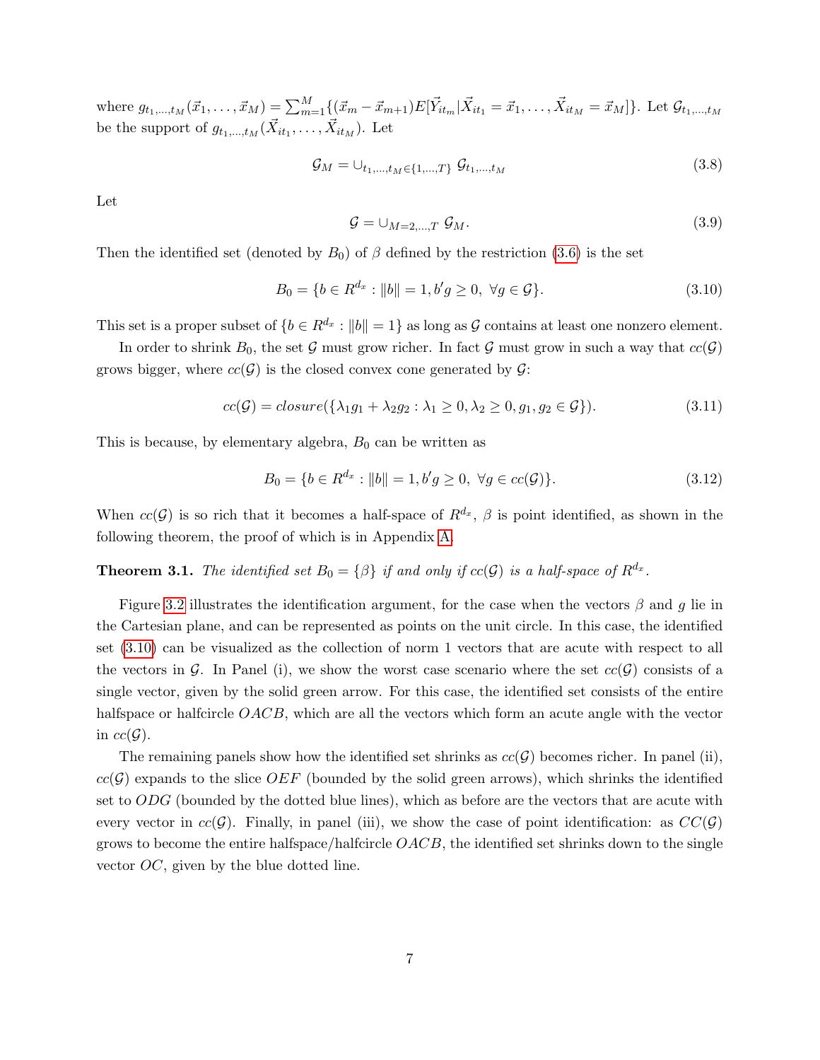where $g_{t_1,\ldots,t_M}(\vec{x}_1,\ldots,\vec{x}_M) = \sum_{m=1}^{M}\{(\vec{x}_m - \vec{x}_{m+1})E[\vec{Y}_{it_m}|\vec{X}_{it_1} = \vec{x}_1,\ldots,\vec{X}_{it_M} = \vec{x}_M]\}$. Let $\mathcal{G}_{t_1,\ldots,t_M}$ be the support of $g_{t_1,\ldots,t_M}(\vec{X}_{it_1},\ldots,\vec{X}_{it_M})$. Let

$$\mathcal{G}_M = \cup_{t_1,\ldots,t_M\in\{1,\ldots,T\}}\ \mathcal{G}_{t_1,\ldots,t_M} \tag{3.8}$$

Let

$$\mathcal{G} = \cup_{M=2,\ldots,T}\ \mathcal{G}_M. \tag{3.9}$$

Then the identified set (denoted by $B_0$) of $\beta$ defined by the restriction (3.6) is the set

$$B_0 = \{b \in R^{d_x} : \|b\| = 1, b'g \geq 0,\ \forall g \in \mathcal{G}\}. \tag{3.10}$$

This set is a proper subset of $\{b \in R^{d_x} : \|b\| = 1\}$ as long as $\mathcal{G}$ contains at least one nonzero element.

In order to shrink $B_0$, the set $\mathcal{G}$ must grow richer. In fact $\mathcal{G}$ must grow in such a way that $cc(\mathcal{G})$ grows bigger, where $cc(\mathcal{G})$ is the closed convex cone generated by $\mathcal{G}$:

$$cc(\mathcal{G}) = closure(\{\lambda_1 g_1 + \lambda_2 g_2 : \lambda_1 \geq 0, \lambda_2 \geq 0, g_1, g_2 \in \mathcal{G}\}). \tag{3.11}$$

This is because, by elementary algebra, $B_0$ can be written as

$$B_0 = \{b \in R^{d_x} : \|b\| = 1, b'g \geq 0,\ \forall g \in cc(\mathcal{G})\}. \tag{3.12}$$

When $cc(\mathcal{G})$ is so rich that it becomes a half-space of $R^{d_x}$, $\beta$ is point identified, as shown in the following theorem, the proof of which is in Appendix A.

**Theorem 3.1.** *The identified set $B_0 = \{\beta\}$ if and only if $cc(\mathcal{G})$ is a half-space of $R^{d_x}$.*

Figure 3.2 illustrates the identification argument, for the case when the vectors $\beta$ and $g$ lie in the Cartesian plane, and can be represented as points on the unit circle. In this case, the identified set (3.10) can be visualized as the collection of norm 1 vectors that are acute with respect to all the vectors in $\mathcal{G}$. In Panel (i), we show the worst case scenario where the set $cc(\mathcal{G})$ consists of a single vector, given by the solid green arrow. For this case, the identified set consists of the entire halfspace or halfcircle $OACB$, which are all the vectors which form an acute angle with the vector in $cc(\mathcal{G})$.

The remaining panels show how the identified set shrinks as $cc(\mathcal{G})$ becomes richer. In panel (ii), $cc(\mathcal{G})$ expands to the slice $OEF$ (bounded by the solid green arrows), which shrinks the identified set to $ODG$ (bounded by the dotted blue lines), which as before are the vectors that are acute with every vector in $cc(\mathcal{G})$. Finally, in panel (iii), we show the case of point identification: as $CC(\mathcal{G})$ grows to become the entire halfspace/halfcircle $OACB$, the identified set shrinks down to the single vector $OC$, given by the blue dotted line.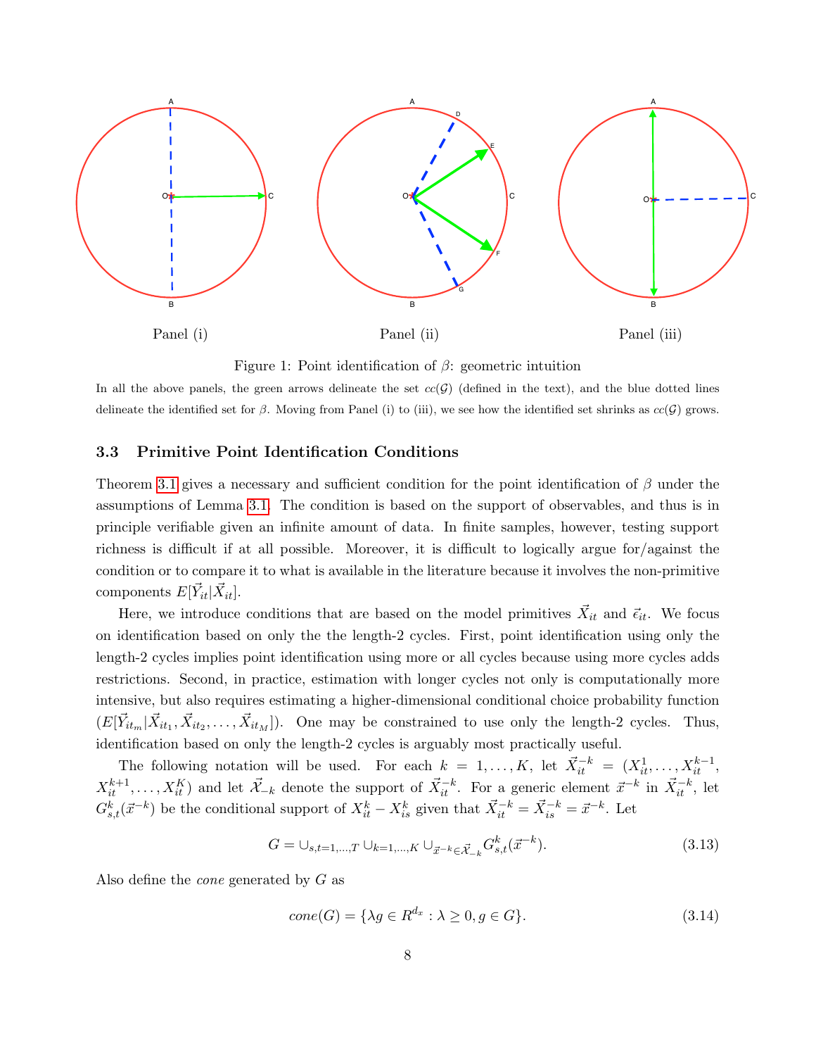Panel (i) Panel (ii) Panel (iii)

Figure 1: Point identification of $\beta$: geometric intuition

In all the above panels, the green arrows delineate the set $cc(\mathcal{G})$ (defined in the text), and the blue dotted lines delineate the identified set for $\beta$. Moving from Panel (i) to (iii), we see how the identified set shrinks as $cc(\mathcal{G})$ grows.

### 3.3 Primitive Point Identification Conditions

Theorem 3.1 gives a necessary and sufficient condition for the point identification of $\beta$ under the assumptions of Lemma 3.1. The condition is based on the support of observables, and thus is in principle verifiable given an infinite amount of data. In finite samples, however, testing support richness is difficult if at all possible. Moreover, it is difficult to logically argue for/against the condition or to compare it to what is available in the literature because it involves the non-primitive components $E[\vec{Y}_{it}|\vec{X}_{it}]$.

Here, we introduce conditions that are based on the model primitives $\vec{X}_{it}$ and $\vec{\epsilon}_{it}$. We focus on identification based on only the the length-2 cycles. First, point identification using only the length-2 cycles implies point identification using more or all cycles because using more cycles adds restrictions. Second, in practice, estimation with longer cycles not only is computationally more intensive, but also requires estimating a higher-dimensional conditional choice probability function ($E[\vec{Y}_{it_m}|\vec{X}_{it_1}, \vec{X}_{it_2}, \ldots, \vec{X}_{it_M}]$). One may be constrained to use only the length-2 cycles. Thus, identification based on only the length-2 cycles is arguably most practically useful.

The following notation will be used. For each $k = 1, \ldots, K$, let $\vec{X}_{it}^{-k} = (X_{it}^1, \ldots, X_{it}^{k-1}, X_{it}^{k+1}, \ldots, X_{it}^K)$ and let $\vec{\mathcal{X}}_{-k}$ denote the support of $\vec{X}_{it}^{-k}$. For a generic element $\vec{x}^{-k}$ in $\vec{X}_{it}^{-k}$, let $G_{s,t}^k(\vec{x}^{-k})$ be the conditional support of $X_{it}^k - X_{is}^k$ given that $\vec{X}_{it}^{-k} = \vec{X}_{is}^{-k} = \vec{x}^{-k}$. Let

$$G = \cup_{s,t=1,\ldots,T} \cup_{k=1,\ldots,K} \cup_{\vec{x}^{-k} \in \vec{\mathcal{X}}_{-k}} G_{s,t}^k(\vec{x}^{-k}). \tag{3.13}$$

Also define the *cone* generated by $G$ as

$$cone(G) = \{\lambda g \in R^{d_x} : \lambda \geq 0, g \in G\}. \tag{3.14}$$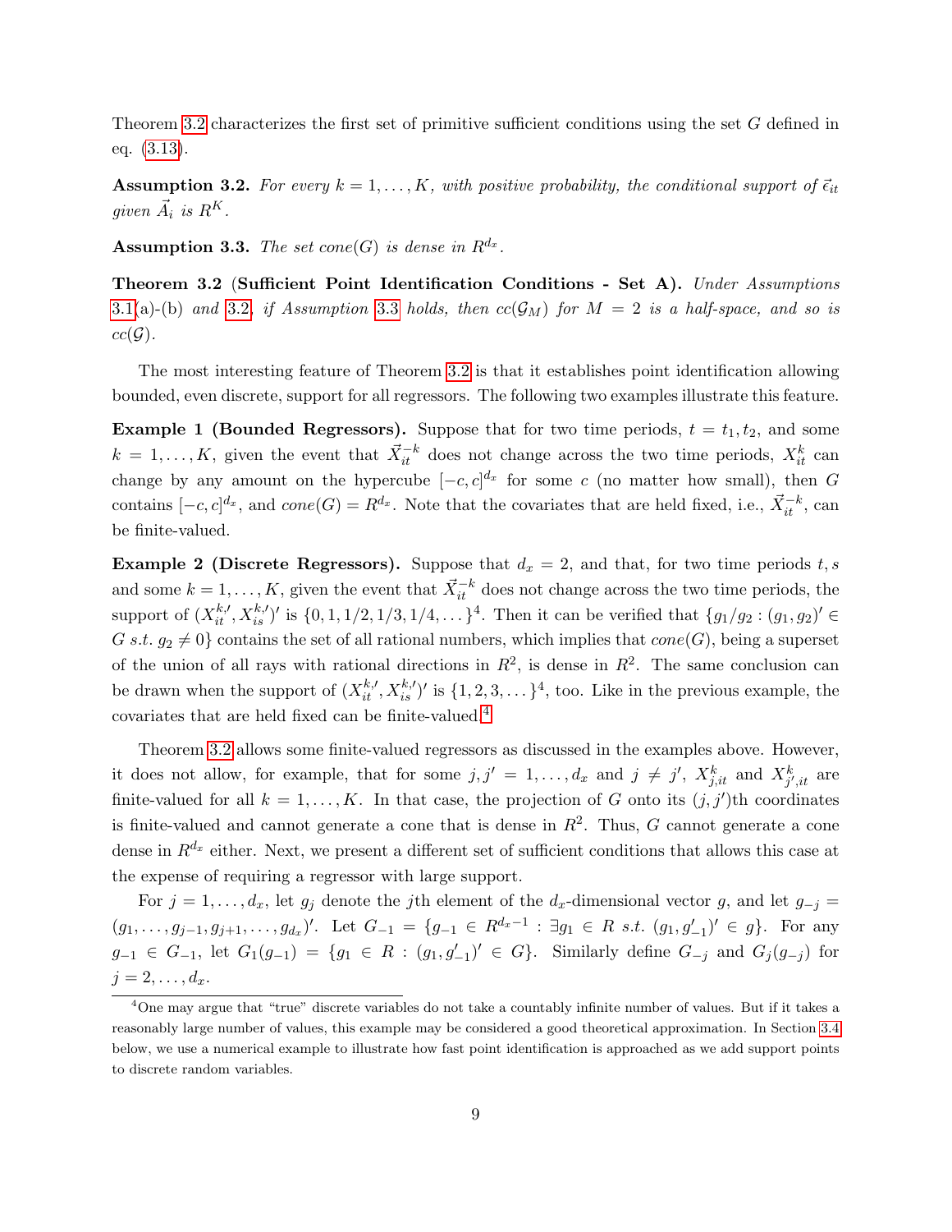Theorem 3.2 characterizes the first set of primitive sufficient conditions using the set $G$ defined in eq. (3.13).

**Assumption 3.2.** *For every $k = 1, \dots, K$, with positive probability, the conditional support of $\vec{\epsilon}_{it}$ given $\vec{A}_i$ is $R^K$.*

**Assumption 3.3.** *The set $cone(G)$ is dense in $R^{d_x}$.*

**Theorem 3.2 (Sufficient Point Identification Conditions - Set A).** *Under Assumptions 3.1(a)-(b) and 3.2, if Assumption 3.3 holds, then $cc(\mathcal{G}_M)$ for $M = 2$ is a half-space, and so is $cc(\mathcal{G})$.*

The most interesting feature of Theorem 3.2 is that it establishes point identification allowing bounded, even discrete, support for all regressors. The following two examples illustrate this feature.

**Example 1 (Bounded Regressors).** Suppose that for two time periods, $t = t_1, t_2$, and some $k = 1, \dots, K$, given the event that $\vec{X}_{it}^{-k}$ does not change across the two time periods, $X_{it}^k$ can change by any amount on the hypercube $[-c, c]^{d_x}$ for some $c$ (no matter how small), then $G$ contains $[-c, c]^{d_x}$, and $cone(G) = R^{d_x}$. Note that the covariates that are held fixed, i.e., $\vec{X}_{it}^{-k}$, can be finite-valued.

**Example 2 (Discrete Regressors).** Suppose that $d_x = 2$, and that, for two time periods $t, s$ and some $k = 1, \dots, K$, given the event that $\vec{X}_{it}^{-k}$ does not change across the two time periods, the support of $(X_{it}^{k,\prime}, X_{is}^{k,\prime})'$ is $\{0, 1, 1/2, 1/3, 1/4, \dots\}^4$. Then it can be verified that $\{g_1/g_2 : (g_1, g_2)' \in G \text{ s.t. } g_2 \neq 0\}$ contains the set of all rational numbers, which implies that $cone(G)$, being a superset of the union of all rays with rational directions in $R^2$, is dense in $R^2$. The same conclusion can be drawn when the support of $(X_{it}^{k,\prime}, X_{is}^{k,\prime})'$ is $\{1, 2, 3, \dots\}^4$, too. Like in the previous example, the covariates that are held fixed can be finite-valued.[4]

Theorem 3.2 allows some finite-valued regressors as discussed in the examples above. However, it does not allow, for example, that for some $j, j' = 1, \dots, d_x$ and $j \neq j'$, $X_{j,it}^k$ and $X_{j',it}^k$ are finite-valued for all $k = 1, \dots, K$. In that case, the projection of $G$ onto its $(j, j')$th coordinates is finite-valued and cannot generate a cone that is dense in $R^2$. Thus, $G$ cannot generate a cone dense in $R^{d_x}$ either. Next, we present a different set of sufficient conditions that allows this case at the expense of requiring a regressor with large support.

For $j = 1, \dots, d_x$, let $g_j$ denote the $j$th element of the $d_x$-dimensional vector $g$, and let $g_{-j} = (g_1, \dots, g_{j-1}, g_{j+1}, \dots, g_{d_x})'$. Let $G_{-1} = \{g_{-1} \in R^{d_x - 1} : \exists g_1 \in R \text{ s.t. } (g_1, g_{-1}')' \in g\}$. For any $g_{-1} \in G_{-1}$, let $G_1(g_{-1}) = \{g_1 \in R : (g_1, g_{-1}')' \in G\}$. Similarly define $G_{-j}$ and $G_j(g_{-j})$ for $j = 2, \dots, d_x$.

[4] One may argue that "true" discrete variables do not take a countably infinite number of values. But if it takes a reasonably large number of values, this example may be considered a good theoretical approximation. In Section 3.4 below, we use a numerical example to illustrate how fast point identification is approached as we add support points to discrete random variables.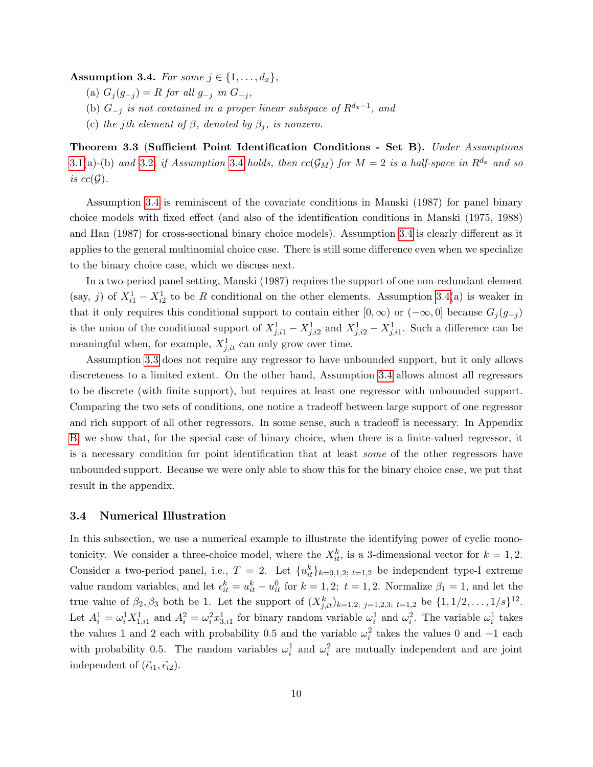**Assumption 3.4.** *For some $j \in \{1, \ldots, d_x\}$,*

(a) *$G_j(g_{-j}) = R$ for all $g_{-j}$ in $G_{-j}$,*

(b) *$G_{-j}$ is not contained in a proper linear subspace of $R^{d_x - 1}$, and*

(c) *the $j$th element of $\beta$, denoted by $\beta_j$, is nonzero.*

**Theorem 3.3 (Sufficient Point Identification Conditions - Set B).** *Under Assumptions 3.1(a)-(b) and 3.2, if Assumption 3.4 holds, then $cc(\mathcal{G}_M)$ for $M = 2$ is a half-space in $R^{d_x}$ and so is $cc(\mathcal{G})$.*

Assumption 3.4 is reminiscent of the covariate conditions in Manski (1987) for panel binary choice models with fixed effect (and also of the identification conditions in Manski (1975, 1988) and Han (1987) for cross-sectional binary choice models). Assumption 3.4 is clearly different as it applies to the general multinomial choice case. There is still some difference even when we specialize to the binary choice case, which we discuss next.

In a two-period panel setting, Manski (1987) requires the support of one non-redundant element (say, $j$) of $X_{i1}^1 - X_{i2}^1$ to be $R$ conditional on the other elements. Assumption 3.4(a) is weaker in that it only requires this conditional support to contain either $[0, \infty)$ or $(-\infty, 0]$ because $G_j(g_{-j})$ is the union of the conditional support of $X_{j,i1}^1 - X_{j,i2}^1$ and $X_{j,i2}^1 - X_{j,i1}^1$. Such a difference can be meaningful when, for example, $X_{j,it}^1$ can only grow over time.

Assumption 3.3 does not require any regressor to have unbounded support, but it only allows discreteness to a limited extent. On the other hand, Assumption 3.4 allows almost all regressors to be discrete (with finite support), but requires at least one regressor with unbounded support. Comparing the two sets of conditions, one notice a tradeoff between large support of one regressor and rich support of all other regressors. In some sense, such a tradeoff is necessary. In Appendix B, we show that, for the special case of binary choice, when there is a finite-valued regressor, it is a necessary condition for point identification that at least *some* of the other regressors have unbounded support. Because we were only able to show this for the binary choice case, we put that result in the appendix.

### 3.4 Numerical Illustration

In this subsection, we use a numerical example to illustrate the identifying power of cyclic monotonicity. We consider a three-choice model, where the $X_{it}^k$, is a 3-dimensional vector for $k = 1, 2$. Consider a two-period panel, i.e., $T = 2$. Let $\{u_{it}^k\}_{k=0,1,2;\ t=1,2}$ be independent type-I extreme value random variables, and let $\epsilon_{it}^k = u_{it}^k - u_{it}^0$ for $k = 1, 2;\ t = 1, 2$. Normalize $\beta_1 = 1$, and let the true value of $\beta_2, \beta_3$ both be 1. Let the support of $(X_{j,it}^k)_{k=1,2;\ j=1,2,3;\ t=1,2}$ be $\{1, 1/2, \ldots, 1/s\}^{12}$. Let $A_i^1 = \omega_i^1 X_{1,i1}^1$ and $A_i^2 = \omega_i^2 x_{3,i1}^1$ for binary random variable $\omega_i^1$ and $\omega_i^2$. The variable $\omega_i^1$ takes the values 1 and 2 each with probability 0.5 and the variable $\omega_i^2$ takes the values 0 and $-1$ each with probability 0.5. The random variables $\omega_i^1$ and $\omega_i^2$ are mutually independent and are joint independent of $(\vec{\epsilon}_{i1}, \vec{\epsilon}_{i2})$.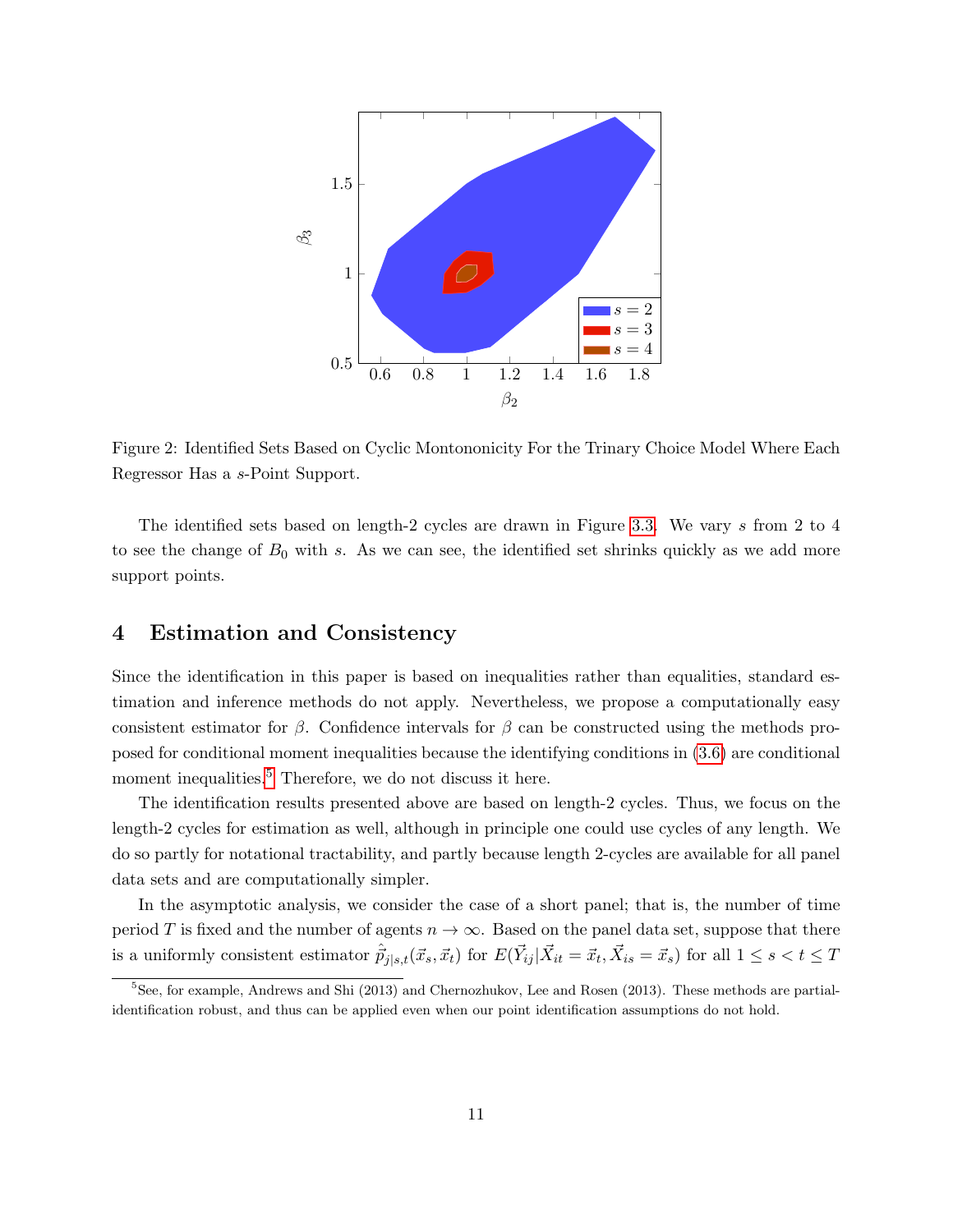Figure 2: Identified Sets Based on Cyclic Montononicity For the Trinary Choice Model Where Each Regressor Has a $s$-Point Support.

The identified sets based on length-2 cycles are drawn in Figure 3.3. We vary $s$ from 2 to 4 to see the change of $B_0$ with $s$. As we can see, the identified set shrinks quickly as we add more support points.

# 4 Estimation and Consistency

Since the identification in this paper is based on inequalities rather than equalities, standard estimation and inference methods do not apply. Nevertheless, we propose a computationally easy consistent estimator for $\beta$. Confidence intervals for $\beta$ can be constructed using the methods proposed for conditional moment inequalities because the identifying conditions in (3.6) are conditional moment inequalities.[5] Therefore, we do not discuss it here.

The identification results presented above are based on length-2 cycles. Thus, we focus on the length-2 cycles for estimation as well, although in principle one could use cycles of any length. We do so partly for notational tractability, and partly because length 2-cycles are available for all panel data sets and are computationally simpler.

In the asymptotic analysis, we consider the case of a short panel; that is, the number of time period $T$ is fixed and the number of agents $n \to \infty$. Based on the panel data set, suppose that there is a uniformly consistent estimator $\hat{\vec{p}}_{j|s,t}(\vec{x}_s, \vec{x}_t)$ for $E(\vec{Y}_{ij}|\vec{X}_{it} = \vec{x}_t, \vec{X}_{is} = \vec{x}_s)$ for all $1 \leq s < t \leq T$

[5] See, for example, Andrews and Shi (2013) and Chernozhukov, Lee and Rosen (2013). These methods are partial-identification robust, and thus can be applied even when our point identification assumptions do not hold.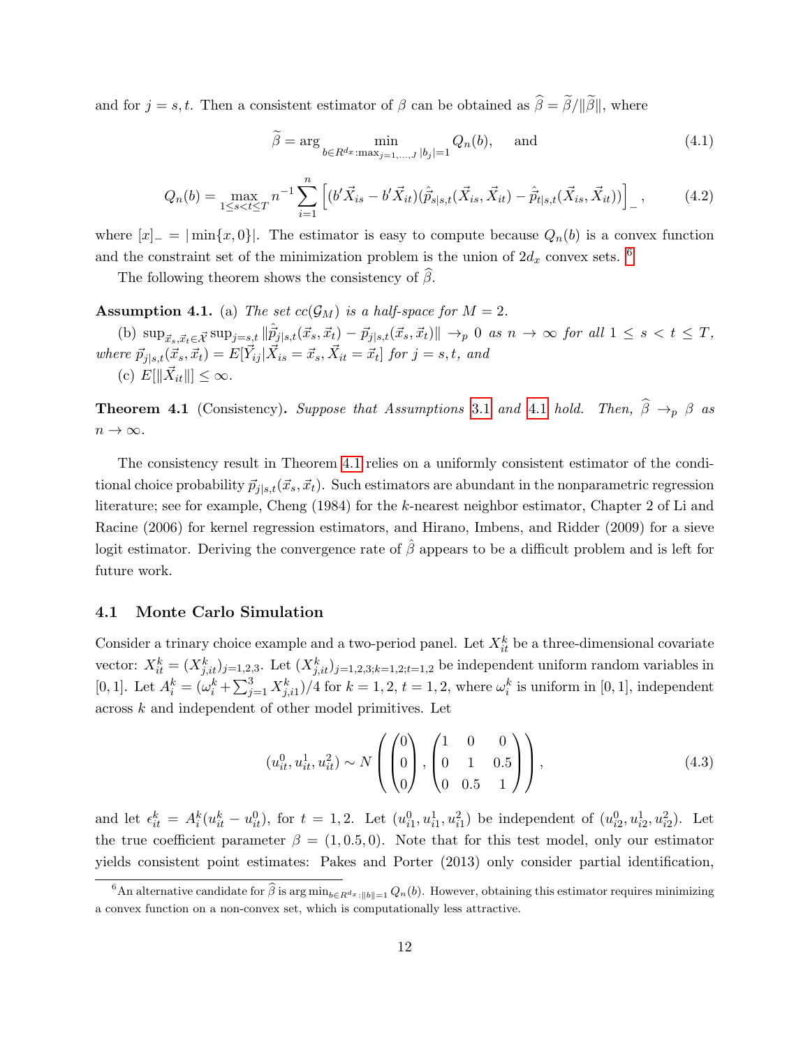and for $j = s, t$. Then a consistent estimator of $\beta$ can be obtained as $\widehat{\beta} = \widetilde{\beta}/\|\widetilde{\beta}\|$, where

$$\widetilde{\beta} = \arg \min_{b \in R^{d_x}: \max_{j=1,\ldots,J} |b_j| = 1} Q_n(b), \quad \text{and} \tag{4.1}$$

$$Q_n(b) = \max_{1 \leq s < t \leq T} n^{-1} \sum_{i=1}^{n} \left[ (b'\vec{X}_{is} - b'\vec{X}_{it})(\hat{\vec{p}}_{s|s,t}(\vec{X}_{is}, \vec{X}_{it}) - \hat{\vec{p}}_{t|s,t}(\vec{X}_{is}, \vec{X}_{it})) \right]_{-}, \tag{4.2}$$

where $[x]_{-} = |\min\{x, 0\}|$. The estimator is easy to compute because $Q_n(b)$ is a convex function and the constraint set of the minimization problem is the union of $2d_x$ convex sets. [6]

The following theorem shows the consistency of $\widehat{\beta}$.

**Assumption 4.1.** (a) *The set $cc(\mathcal{G}_M)$ is a half-space for $M = 2$.*

(b) $\sup_{\vec{x}_s, \vec{x}_t \in \vec{\mathcal{X}}} \sup_{j=s,t} \|\hat{\vec{p}}_{j|s,t}(\vec{x}_s, \vec{x}_t) - \vec{p}_{j|s,t}(\vec{x}_s, \vec{x}_t)\| \to_p 0$ *as $n \to \infty$ for all $1 \leq s < t \leq T$, where $\vec{p}_{j|s,t}(\vec{x}_s, \vec{x}_t) = E[\vec{Y}_{ij} | \vec{X}_{is} = \vec{x}_s, \vec{X}_{it} = \vec{x}_t]$ for $j = s, t$, and*

(c) $E[\|\vec{X}_{it}\|] \leq \infty$.

**Theorem 4.1** (Consistency)**.** *Suppose that Assumptions 3.1 and 4.1 hold. Then, $\widehat{\beta} \to_p \beta$ as $n \to \infty$.*

The consistency result in Theorem 4.1 relies on a uniformly consistent estimator of the conditional choice probability $\vec{p}_{j|s,t}(\vec{x}_s, \vec{x}_t)$. Such estimators are abundant in the nonparametric regression literature; see for example, Cheng (1984) for the $k$-nearest neighbor estimator, Chapter 2 of Li and Racine (2006) for kernel regression estimators, and Hirano, Imbens, and Ridder (2009) for a sieve logit estimator. Deriving the convergence rate of $\hat{\beta}$ appears to be a difficult problem and is left for future work.

### 4.1 Monte Carlo Simulation

Consider a trinary choice example and a two-period panel. Let $X_{it}^k$ be a three-dimensional covariate vector: $X_{it}^k = (X_{j,it}^k)_{j=1,2,3}$. Let $(X_{j,it}^k)_{j=1,2,3;k=1,2;t=1,2}$ be independent uniform random variables in $[0, 1]$. Let $A_i^k = (\omega_i^k + \sum_{j=1}^{3} X_{j,i1}^k)/4$ for $k = 1, 2$, $t = 1, 2$, where $\omega_i^k$ is uniform in $[0, 1]$, independent across $k$ and independent of other model primitives. Let

$$(u_{it}^0, u_{it}^1, u_{it}^2) \sim N \left( \begin{pmatrix} 0 \\ 0 \\ 0 \end{pmatrix}, \begin{pmatrix} 1 & 0 & 0 \\ 0 & 1 & 0.5 \\ 0 & 0.5 & 1 \end{pmatrix} \right), \tag{4.3}$$

and let $\epsilon_{it}^k = A_i^k(u_{it}^k - u_{it}^0)$, for $t = 1, 2$. Let $(u_{i1}^0, u_{i1}^1, u_{i1}^2)$ be independent of $(u_{i2}^0, u_{i2}^1, u_{i2}^2)$. Let the true coefficient parameter $\beta = (1, 0.5, 0)$. Note that for this test model, only our estimator yields consistent point estimates: Pakes and Porter (2013) only consider partial identification,

[6] An alternative candidate for $\widehat{\beta}$ is $\arg\min_{b \in R^{d_x}: \|b\|=1} Q_n(b)$. However, obtaining this estimator requires minimizing a convex function on a non-convex set, which is computationally less attractive.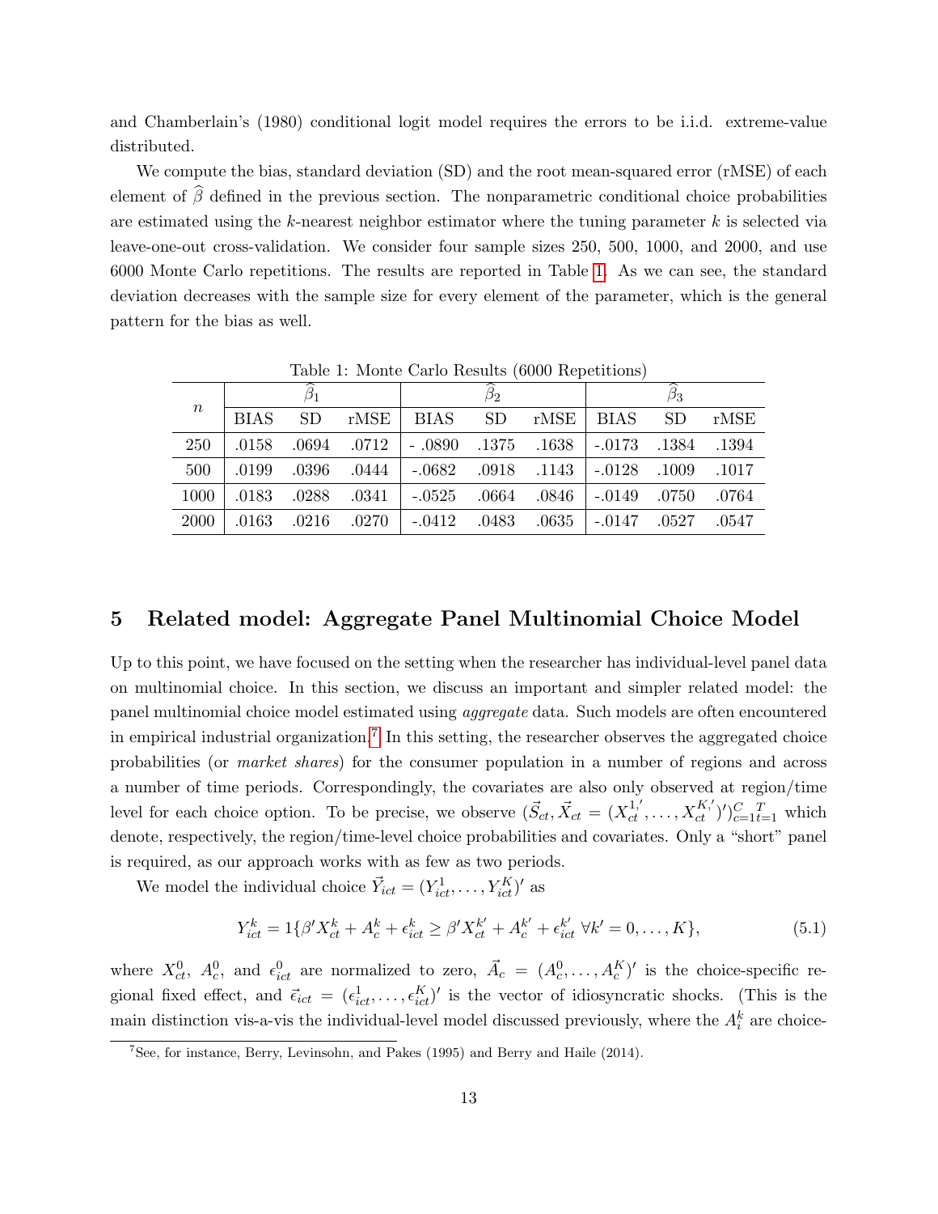and Chamberlain's (1980) conditional logit model requires the errors to be i.i.d. extreme-value distributed.

We compute the bias, standard deviation (SD) and the root mean-squared error (rMSE) of each element of $\widehat{\beta}$ defined in the previous section. The nonparametric conditional choice probabilities are estimated using the $k$-nearest neighbor estimator where the tuning parameter $k$ is selected via leave-one-out cross-validation. We consider four sample sizes 250, 500, 1000, and 2000, and use 6000 Monte Carlo repetitions. The results are reported in Table 1. As we can see, the standard deviation decreases with the sample size for every element of the parameter, which is the general pattern for the bias as well.

Table 1: Monte Carlo Results (6000 Repetitions)

| $n$ | $\widehat{\beta}_1$ | | | $\widehat{\beta}_2$ | | | $\widehat{\beta}_3$ | | |
|---|---|---|---|---|---|---|---|---|---|
| | BIAS | SD | rMSE | BIAS | SD | rMSE | BIAS | SD | rMSE |
| 250 | .0158 | .0694 | .0712 | - .0890 | .1375 | .1638 | -.0173 | .1384 | .1394 |
| 500 | .0199 | .0396 | .0444 | -.0682 | .0918 | .1143 | -.0128 | .1009 | .1017 |
| 1000 | .0183 | .0288 | .0341 | -.0525 | .0664 | .0846 | -.0149 | .0750 | .0764 |
| 2000 | .0163 | .0216 | .0270 | -.0412 | .0483 | .0635 | -.0147 | .0527 | .0547 |

## 5 Related model: Aggregate Panel Multinomial Choice Model

Up to this point, we have focused on the setting when the researcher has individual-level panel data on multinomial choice. In this section, we discuss an important and simpler related model: the panel multinomial choice model estimated using *aggregate* data. Such models are often encountered in empirical industrial organization.[7] In this setting, the researcher observes the aggregated choice probabilities (or *market shares*) for the consumer population in a number of regions and across a number of time periods. Correspondingly, the covariates are also only observed at region/time level for each choice option. To be precise, we observe $(\vec{S}_{ct}, \vec{X}_{ct} = (X_{ct}^{1,'}, \ldots, X_{ct}^{K,'})')_{c=1}^{C}{}_{t=1}^{T}$ which denote, respectively, the region/time-level choice probabilities and covariates. Only a "short" panel is required, as our approach works with as few as two periods.

We model the individual choice $\vec{Y}_{ict} = (Y_{ict}^1, \ldots, Y_{ict}^K)'$ as

$$Y_{ict}^k = 1\{\beta' X_{ct}^k + A_c^k + \epsilon_{ict}^k \geq \beta' X_{ct}^{k'} + A_c^{k'} + \epsilon_{ict}^{k'} \ \forall k' = 0, \ldots, K\}, \tag{5.1}$$

where $X_{ct}^0$, $A_c^0$, and $\epsilon_{ict}^0$ are normalized to zero, $\vec{A}_c = (A_c^0, \ldots, A_c^K)'$ is the choice-specific regional fixed effect, and $\vec{\epsilon}_{ict} = (\epsilon_{ict}^1, \ldots, \epsilon_{ict}^K)'$ is the vector of idiosyncratic shocks. (This is the main distinction vis-a-vis the individual-level model discussed previously, where the $A_i^k$ are choice-

[7] See, for instance, Berry, Levinsohn, and Pakes (1995) and Berry and Haile (2014).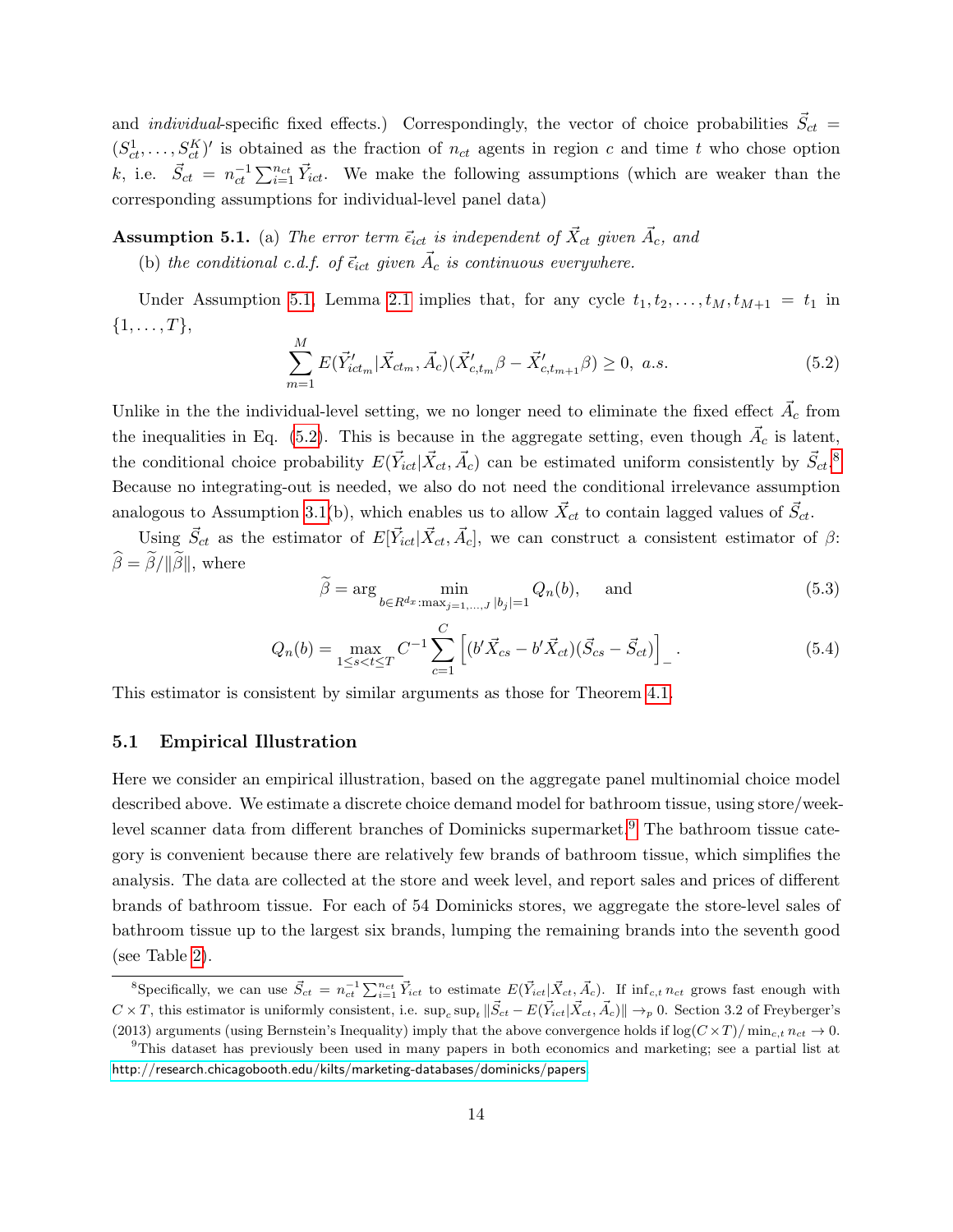and *individual*-specific fixed effects.) Correspondingly, the vector of choice probabilities $\vec{S}_{ct} = (S_{ct}^1, \ldots, S_{ct}^K)'$ is obtained as the fraction of $n_{ct}$ agents in region $c$ and time $t$ who chose option $k$, i.e. $\vec{S}_{ct} = n_{ct}^{-1} \sum_{i=1}^{n_{ct}} \vec{Y}_{ict}$. We make the following assumptions (which are weaker than the corresponding assumptions for individual-level panel data)

**Assumption 5.1.** (a) *The error term $\vec{\epsilon}_{ict}$ is independent of $\vec{X}_{ct}$ given $\vec{A}_c$, and*

(b) *the conditional c.d.f. of $\vec{\epsilon}_{ict}$ given $\vec{A}_c$ is continuous everywhere.*

Under Assumption 5.1, Lemma 2.1 implies that, for any cycle $t_1, t_2, \ldots, t_M, t_{M+1} = t_1$ in $\{1, \ldots, T\}$,

$$\sum_{m=1}^{M} E(\vec{Y}'_{ict_m} | \vec{X}_{ct_m}, \vec{A}_c)(\vec{X}'_{c,t_m}\beta - \vec{X}'_{c,t_{m+1}}\beta) \geq 0, \ a.s. \tag{5.2}$$

Unlike in the the individual-level setting, we no longer need to eliminate the fixed effect $\vec{A}_c$ from the inequalities in Eq. (5.2). This is because in the aggregate setting, even though $\vec{A}_c$ is latent, the conditional choice probability $E(\vec{Y}_{ict}|\vec{X}_{ct}, \vec{A}_c)$ can be estimated uniform consistently by $\vec{S}_{ct}$.[8] Because no integrating-out is needed, we also do not need the conditional irrelevance assumption analogous to Assumption 3.1(b), which enables us to allow $\vec{X}_{ct}$ to contain lagged values of $\vec{S}_{ct}$.

Using $\vec{S}_{ct}$ as the estimator of $E[\vec{Y}_{ict}|\vec{X}_{ct}, \vec{A}_c]$, we can construct a consistent estimator of $\beta$: $\widehat{\beta} = \widetilde{\beta}/\|\widetilde{\beta}\|$, where

$$\widetilde{\beta} = \arg \min_{b \in R^{d_x} : \max_{j=1,\ldots,J} |b_j| = 1} Q_n(b), \quad \text{and} \tag{5.3}$$

$$Q_n(b) = \max_{1 \leq s < t \leq T} C^{-1} \sum_{c=1}^{C} \left[ (b'\vec{X}_{cs} - b'\vec{X}_{ct})(\vec{S}_{cs} - \vec{S}_{ct}) \right]_- . \tag{5.4}$$

This estimator is consistent by similar arguments as those for Theorem 4.1.

## 5.1 Empirical Illustration

Here we consider an empirical illustration, based on the aggregate panel multinomial choice model described above. We estimate a discrete choice demand model for bathroom tissue, using store/week-level scanner data from different branches of Dominicks supermarket.[9] The bathroom tissue category is convenient because there are relatively few brands of bathroom tissue, which simplifies the analysis. The data are collected at the store and week level, and report sales and prices of different brands of bathroom tissue. For each of 54 Dominicks stores, we aggregate the store-level sales of bathroom tissue up to the largest six brands, lumping the remaining brands into the seventh good (see Table 2).

---

[8] Specifically, we can use $\vec{S}_{ct} = n_{ct}^{-1} \sum_{i=1}^{n_{ct}} \vec{Y}_{ict}$ to estimate $E(\vec{Y}_{ict}|\vec{X}_{ct}, \vec{A}_c)$. If $\inf_{c,t} n_{ct}$ grows fast enough with $C \times T$, this estimator is uniformly consistent, i.e. $\sup_c \sup_t \|\vec{S}_{ct} - E(\vec{Y}_{ict}|\vec{X}_{ct}, \vec{A}_c)\| \to_p 0$. Section 3.2 of Freyberger's (2013) arguments (using Bernstein's Inequality) imply that the above convergence holds if $\log(C \times T)/\min_{c,t} n_{ct} \to 0$.

[9] This dataset has previously been used in many papers in both economics and marketing; see a partial list at http://research.chicagobooth.edu/kilts/marketing-databases/dominicks/papers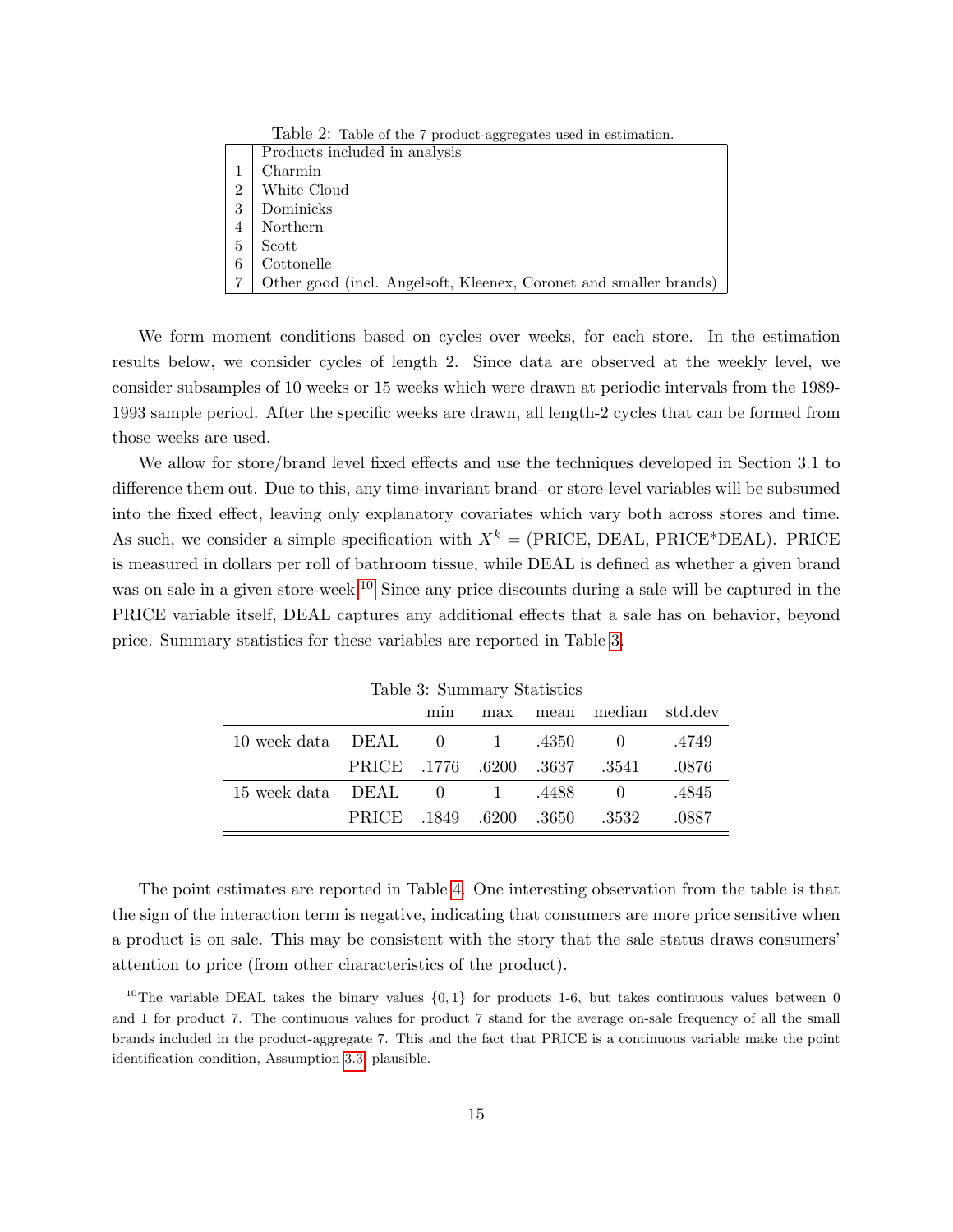Table 2: Table of the 7 product-aggregates used in estimation.

| | Products included in analysis |
|---|---|
| 1 | Charmin |
| 2 | White Cloud |
| 3 | Dominicks |
| 4 | Northern |
| 5 | Scott |
| 6 | Cottonelle |
| 7 | Other good (incl. Angelsoft, Kleenex, Coronet and smaller brands) |

We form moment conditions based on cycles over weeks, for each store. In the estimation results below, we consider cycles of length 2. Since data are observed at the weekly level, we consider subsamples of 10 weeks or 15 weeks which were drawn at periodic intervals from the 1989-1993 sample period. After the specific weeks are drawn, all length-2 cycles that can be formed from those weeks are used.

We allow for store/brand level fixed effects and use the techniques developed in Section 3.1 to difference them out. Due to this, any time-invariant brand- or store-level variables will be subsumed into the fixed effect, leaving only explanatory covariates which vary both across stores and time. As such, we consider a simple specification with $X^k =$ (PRICE, DEAL, PRICE*DEAL). PRICE is measured in dollars per roll of bathroom tissue, while DEAL is defined as whether a given brand was on sale in a given store-week.[10] Since any price discounts during a sale will be captured in the PRICE variable itself, DEAL captures any additional effects that a sale has on behavior, beyond price. Summary statistics for these variables are reported in Table 3.

Table 3: Summary Statistics

| | | min | max | mean | median | std.dev |
|---|---|---|---|---|---|---|
| 10 week data | DEAL | 0 | 1 | .4350 | 0 | .4749 |
| | PRICE | .1776 | .6200 | .3637 | .3541 | .0876 |
| 15 week data | DEAL | 0 | 1 | .4488 | 0 | .4845 |
| | PRICE | .1849 | .6200 | .3650 | .3532 | .0887 |

The point estimates are reported in Table 4. One interesting observation from the table is that the sign of the interaction term is negative, indicating that consumers are more price sensitive when a product is on sale. This may be consistent with the story that the sale status draws consumers' attention to price (from other characteristics of the product).

[10] The variable DEAL takes the binary values $\{0, 1\}$ for products 1-6, but takes continuous values between 0 and 1 for product 7. The continuous values for product 7 stand for the average on-sale frequency of all the small brands included in the product-aggregate 7. This and the fact that PRICE is a continuous variable make the point identification condition, Assumption 3.3, plausible.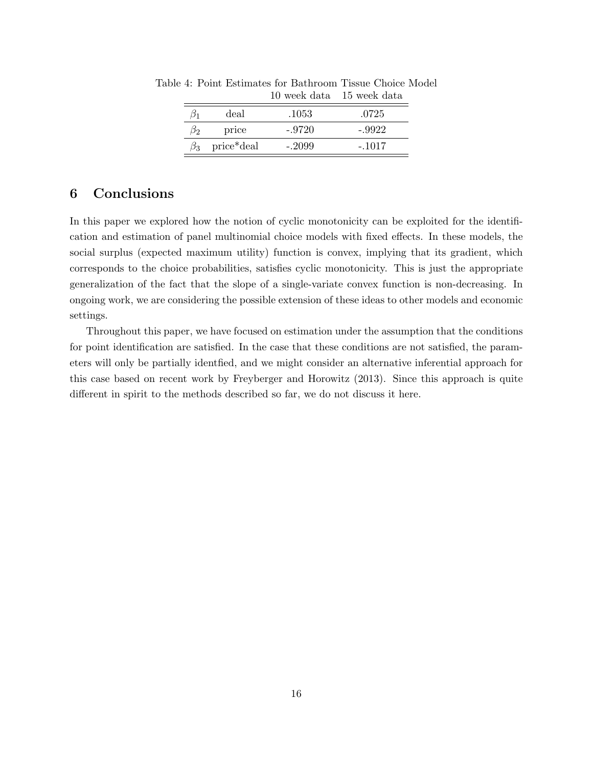Table 4: Point Estimates for Bathroom Tissue Choice Model

| | | 10 week data | 15 week data |
|---|---|---|---|
| $\beta_1$ | deal | .1053 | .0725 |
| $\beta_2$ | price | -.9720 | -.9922 |
| $\beta_3$ | price*deal | -.2099 | -.1017 |

## 6 Conclusions

In this paper we explored how the notion of cyclic monotonicity can be exploited for the identification and estimation of panel multinomial choice models with fixed effects. In these models, the social surplus (expected maximum utility) function is convex, implying that its gradient, which corresponds to the choice probabilities, satisfies cyclic monotonicity. This is just the appropriate generalization of the fact that the slope of a single-variate convex function is non-decreasing. In ongoing work, we are considering the possible extension of these ideas to other models and economic settings.

Throughout this paper, we have focused on estimation under the assumption that the conditions for point identification are satisfied. In the case that these conditions are not satisfied, the parameters will only be partially identfied, and we might consider an alternative inferential approach for this case based on recent work by Freyberger and Horowitz (2013). Since this approach is quite different in spirit to the methods described so far, we do not discuss it here.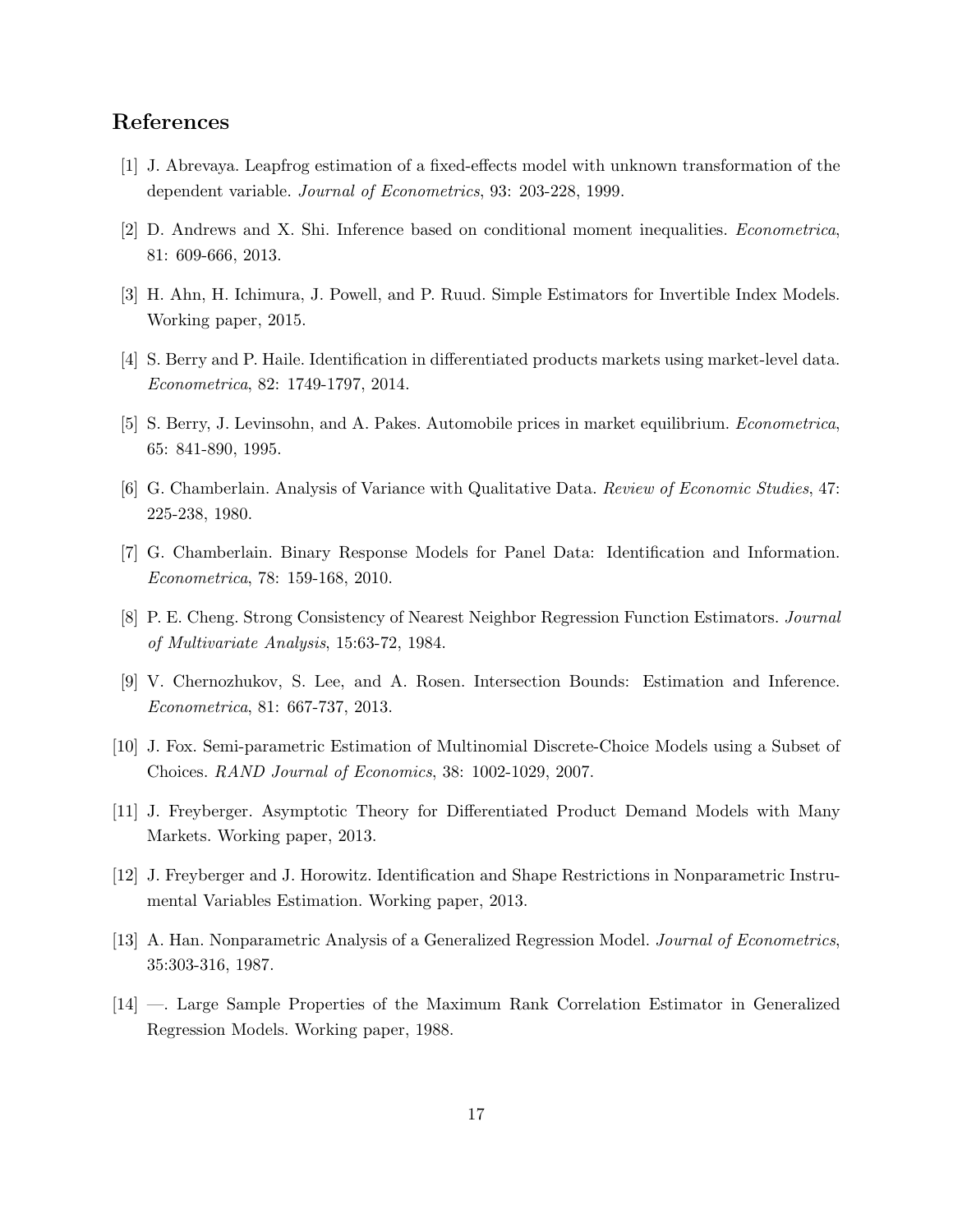## References

[1] J. Abrevaya. Leapfrog estimation of a fixed-effects model with unknown transformation of the dependent variable. *Journal of Econometrics*, 93: 203-228, 1999.

[2] D. Andrews and X. Shi. Inference based on conditional moment inequalities. *Econometrica*, 81: 609-666, 2013.

[3] H. Ahn, H. Ichimura, J. Powell, and P. Ruud. Simple Estimators for Invertible Index Models. Working paper, 2015.

[4] S. Berry and P. Haile. Identification in differentiated products markets using market-level data. *Econometrica*, 82: 1749-1797, 2014.

[5] S. Berry, J. Levinsohn, and A. Pakes. Automobile prices in market equilibrium. *Econometrica*, 65: 841-890, 1995.

[6] G. Chamberlain. Analysis of Variance with Qualitative Data. *Review of Economic Studies*, 47: 225-238, 1980.

[7] G. Chamberlain. Binary Response Models for Panel Data: Identification and Information. *Econometrica*, 78: 159-168, 2010.

[8] P. E. Cheng. Strong Consistency of Nearest Neighbor Regression Function Estimators. *Journal of Multivariate Analysis*, 15:63-72, 1984.

[9] V. Chernozhukov, S. Lee, and A. Rosen. Intersection Bounds: Estimation and Inference. *Econometrica*, 81: 667-737, 2013.

[10] J. Fox. Semi-parametric Estimation of Multinomial Discrete-Choice Models using a Subset of Choices. *RAND Journal of Economics*, 38: 1002-1029, 2007.

[11] J. Freyberger. Asymptotic Theory for Differentiated Product Demand Models with Many Markets. Working paper, 2013.

[12] J. Freyberger and J. Horowitz. Identification and Shape Restrictions in Nonparametric Instrumental Variables Estimation. Working paper, 2013.

[13] A. Han. Nonparametric Analysis of a Generalized Regression Model. *Journal of Econometrics*, 35:303-316, 1987.

[14] —. Large Sample Properties of the Maximum Rank Correlation Estimator in Generalized Regression Models. Working paper, 1988.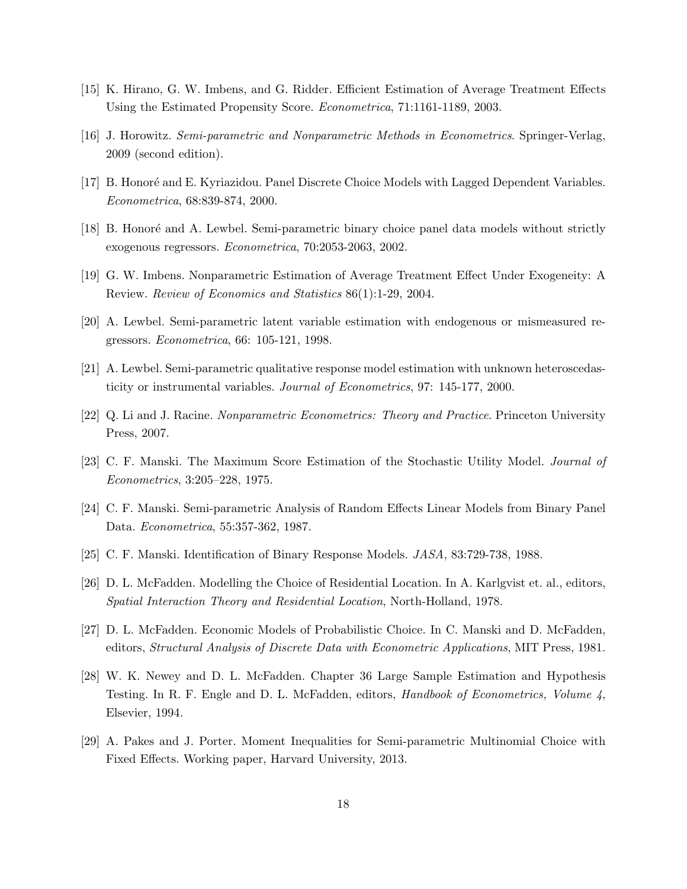[15] K. Hirano, G. W. Imbens, and G. Ridder. Efficient Estimation of Average Treatment Effects Using the Estimated Propensity Score. *Econometrica*, 71:1161-1189, 2003.

[16] J. Horowitz. *Semi-parametric and Nonparametric Methods in Econometrics*. Springer-Verlag, 2009 (second edition).

[17] B. Honoré and E. Kyriazidou. Panel Discrete Choice Models with Lagged Dependent Variables. *Econometrica*, 68:839-874, 2000.

[18] B. Honoré and A. Lewbel. Semi-parametric binary choice panel data models without strictly exogenous regressors. *Econometrica*, 70:2053-2063, 2002.

[19] G. W. Imbens. Nonparametric Estimation of Average Treatment Effect Under Exogeneity: A Review. *Review of Economics and Statistics* 86(1):1-29, 2004.

[20] A. Lewbel. Semi-parametric latent variable estimation with endogenous or mismeasured regressors. *Econometrica*, 66: 105-121, 1998.

[21] A. Lewbel. Semi-parametric qualitative response model estimation with unknown heteroscedasticity or instrumental variables. *Journal of Econometrics*, 97: 145-177, 2000.

[22] Q. Li and J. Racine. *Nonparametric Econometrics: Theory and Practice*. Princeton University Press, 2007.

[23] C. F. Manski. The Maximum Score Estimation of the Stochastic Utility Model. *Journal of Econometrics*, 3:205–228, 1975.

[24] C. F. Manski. Semi-parametric Analysis of Random Effects Linear Models from Binary Panel Data. *Econometrica*, 55:357-362, 1987.

[25] C. F. Manski. Identification of Binary Response Models. *JASA*, 83:729-738, 1988.

[26] D. L. McFadden. Modelling the Choice of Residential Location. In A. Karlgvist et. al., editors, *Spatial Interaction Theory and Residential Location*, North-Holland, 1978.

[27] D. L. McFadden. Economic Models of Probabilistic Choice. In C. Manski and D. McFadden, editors, *Structural Analysis of Discrete Data with Econometric Applications*, MIT Press, 1981.

[28] W. K. Newey and D. L. McFadden. Chapter 36 Large Sample Estimation and Hypothesis Testing. In R. F. Engle and D. L. McFadden, editors, *Handbook of Econometrics, Volume 4*, Elsevier, 1994.

[29] A. Pakes and J. Porter. Moment Inequalities for Semi-parametric Multinomial Choice with Fixed Effects. Working paper, Harvard University, 2013.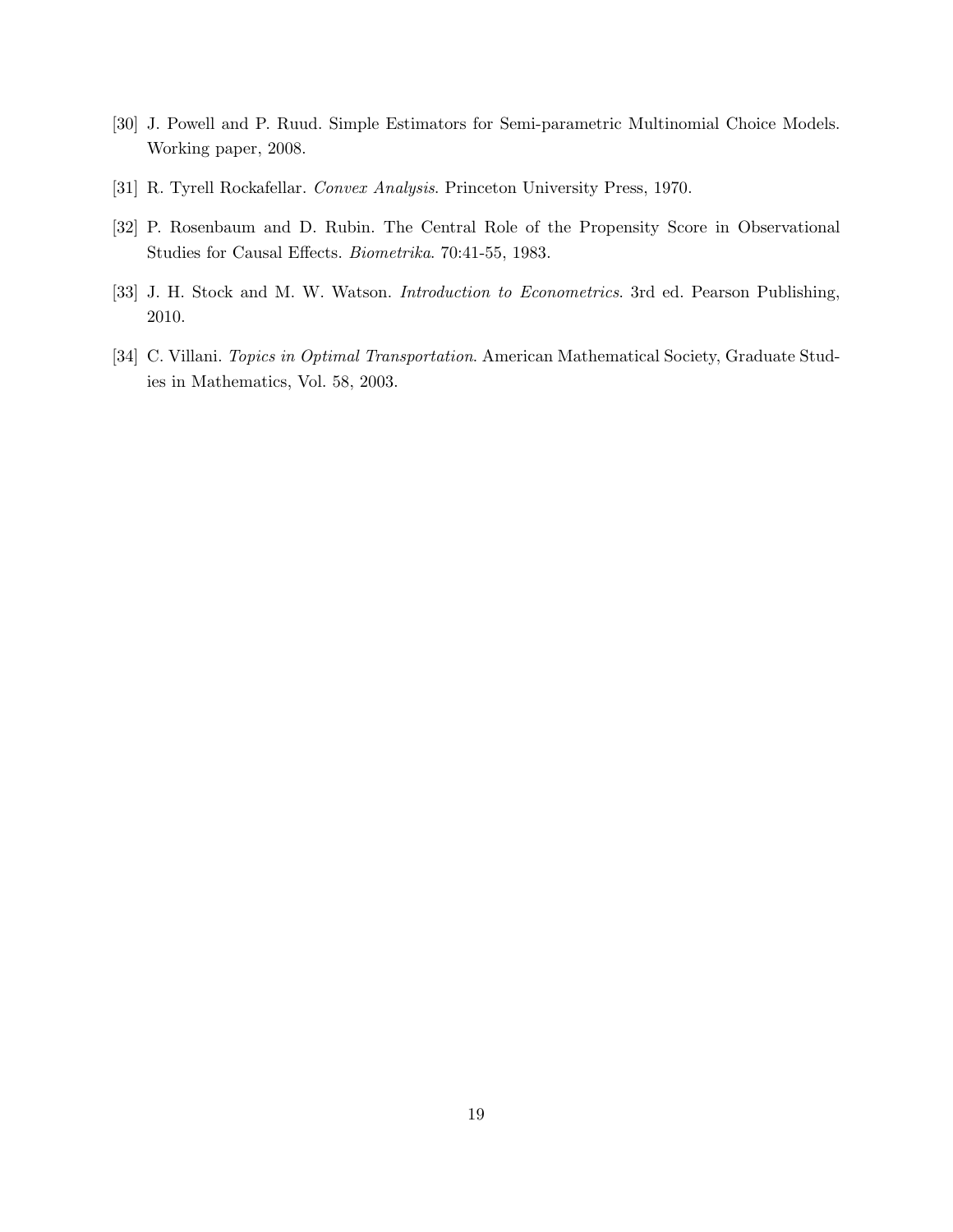[30] J. Powell and P. Ruud. Simple Estimators for Semi-parametric Multinomial Choice Models. Working paper, 2008.

[31] R. Tyrell Rockafellar. *Convex Analysis*. Princeton University Press, 1970.

[32] P. Rosenbaum and D. Rubin. The Central Role of the Propensity Score in Observational Studies for Causal Effects. *Biometrika*. 70:41-55, 1983.

[33] J. H. Stock and M. W. Watson. *Introduction to Econometrics*. 3rd ed. Pearson Publishing, 2010.

[34] C. Villani. *Topics in Optimal Transportation*. American Mathematical Society, Graduate Studies in Mathematics, Vol. 58, 2003.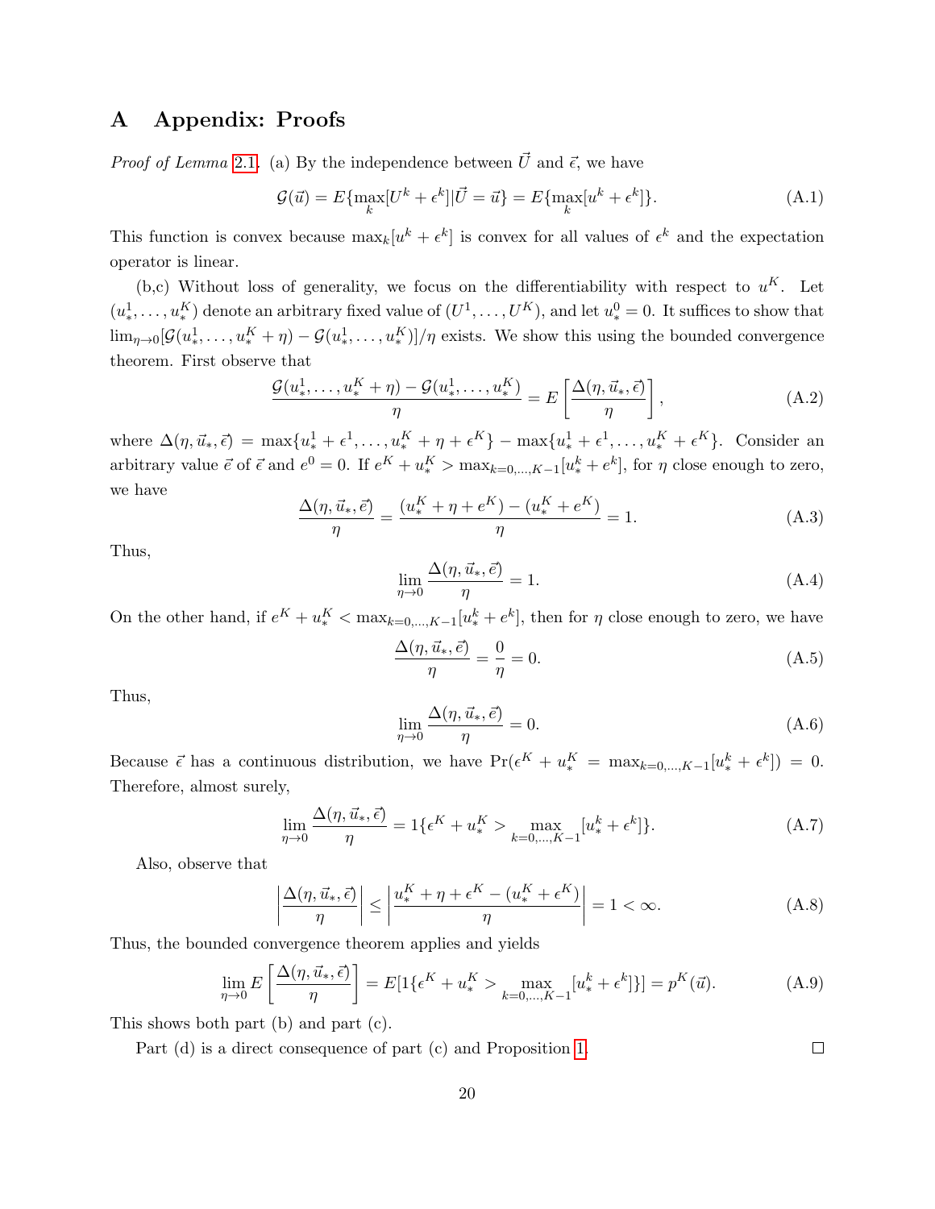# A Appendix: Proofs

*Proof of Lemma 2.1.* (a) By the independence between $\vec{U}$ and $\vec{\epsilon}$, we have

$$\mathcal{G}(\vec{u}) = E\{\max_k [U^k + \epsilon^k] | \vec{U} = \vec{u}\} = E\{\max_k [u^k + \epsilon^k]\}. \tag{A.1}$$

This function is convex because $\max_k [u^k + \epsilon^k]$ is convex for all values of $\epsilon^k$ and the expectation operator is linear.

(b,c) Without loss of generality, we focus on the differentiability with respect to $u^K$. Let $(u_*^1, \ldots, u_*^K)$ denote an arbitrary fixed value of $(U^1, \ldots, U^K)$, and let $u_*^0 = 0$. It suffices to show that $\lim_{\eta \to 0} [\mathcal{G}(u_*^1, \ldots, u_*^K + \eta) - \mathcal{G}(u_*^1, \ldots, u_*^K)]/\eta$ exists. We show this using the bounded convergence theorem. First observe that

$$\frac{\mathcal{G}(u_*^1, \ldots, u_*^K + \eta) - \mathcal{G}(u_*^1, \ldots, u_*^K)}{\eta} = E\left[\frac{\Delta(\eta, \vec{u}_*, \vec{\epsilon})}{\eta}\right], \tag{A.2}$$

where $\Delta(\eta, \vec{u}_*, \vec{\epsilon}) = \max\{u_*^1 + \epsilon^1, \ldots, u_*^K + \eta + \epsilon^K\} - \max\{u_*^1 + \epsilon^1, \ldots, u_*^K + \epsilon^K\}$. Consider an arbitrary value $\vec{e}$ of $\vec{\epsilon}$ and $e^0 = 0$. If $e^K + u_*^K > \max_{k=0,\ldots,K-1}[u_*^k + e^k]$, for $\eta$ close enough to zero, we have

$$\frac{\Delta(\eta, \vec{u}_*, \vec{e})}{\eta} = \frac{(u_*^K + \eta + e^K) - (u_*^K + e^K)}{\eta} = 1. \tag{A.3}$$

Thus,

$$\lim_{\eta \to 0} \frac{\Delta(\eta, \vec{u}_*, \vec{e})}{\eta} = 1. \tag{A.4}$$

On the other hand, if $e^K + u_*^K < \max_{k=0,\ldots,K-1}[u_*^k + e^k]$, then for $\eta$ close enough to zero, we have

$$\frac{\Delta(\eta, \vec{u}_*, \vec{e})}{\eta} = \frac{0}{\eta} = 0. \tag{A.5}$$

Thus,

$$\lim_{\eta \to 0} \frac{\Delta(\eta, \vec{u}_*, \vec{e})}{\eta} = 0. \tag{A.6}$$

Because $\vec{\epsilon}$ has a continuous distribution, we have $\Pr(\epsilon^K + u_*^K = \max_{k=0,\ldots,K-1}[u_*^k + \epsilon^k]) = 0$. Therefore, almost surely,

$$\lim_{\eta \to 0} \frac{\Delta(\eta, \vec{u}_*, \vec{\epsilon})}{\eta} = 1\{\epsilon^K + u_*^K > \max_{k=0,\ldots,K-1}[u_*^k + \epsilon^k]\}. \tag{A.7}$$

Also, observe that

$$\left|\frac{\Delta(\eta, \vec{u}_*, \vec{\epsilon})}{\eta}\right| \leq \left|\frac{u_*^K + \eta + \epsilon^K - (u_*^K + \epsilon^K)}{\eta}\right| = 1 < \infty. \tag{A.8}$$

Thus, the bounded convergence theorem applies and yields

$$\lim_{\eta \to 0} E\left[\frac{\Delta(\eta, \vec{u}_*, \vec{\epsilon})}{\eta}\right] = E[1\{\epsilon^K + u_*^K > \max_{k=0,\ldots,K-1}[u_*^k + \epsilon^k]\}] = p^K(\vec{u}). \tag{A.9}$$

This shows both part (b) and part (c).

Part (d) is a direct consequence of part (c) and Proposition 1. ☐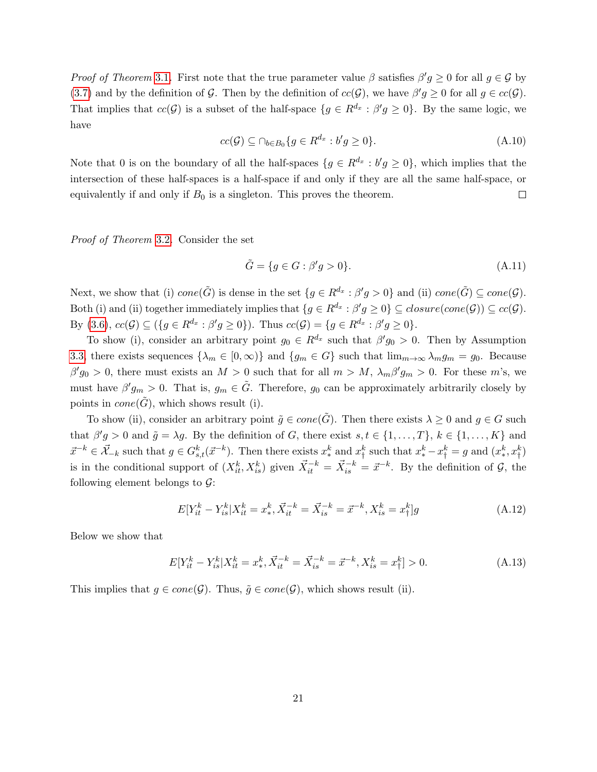*Proof of Theorem* 3.1. First note that the true parameter value $\beta$ satisfies $\beta' g \geq 0$ for all $g \in \mathcal{G}$ by (3.7) and by the definition of $\mathcal{G}$. Then by the definition of $cc(\mathcal{G})$, we have $\beta' g \geq 0$ for all $g \in cc(\mathcal{G})$. That implies that $cc(\mathcal{G})$ is a subset of the half-space $\{g \in R^{d_x} : \beta' g \geq 0\}$. By the same logic, we have

$$cc(\mathcal{G}) \subseteq \cap_{b \in B_0} \{g \in R^{d_x} : b' g \geq 0\}. \tag{A.10}$$

Note that 0 is on the boundary of all the half-spaces $\{g \in R^{d_x} : b' g \geq 0\}$, which implies that the intersection of these half-spaces is a half-space if and only if they are all the same half-space, or equivalently if and only if $B_0$ is a singleton. This proves the theorem. $\square$

*Proof of Theorem* 3.2. Consider the set

$$\tilde{G} = \{g \in G : \beta' g > 0\}. \tag{A.11}$$

Next, we show that (i) $cone(\tilde{G})$ is dense in the set $\{g \in R^{d_x} : \beta' g > 0\}$ and (ii) $cone(\tilde{G}) \subseteq cone(\mathcal{G})$. Both (i) and (ii) together immediately implies that $\{g \in R^{d_x} : \beta' g \geq 0\} \subseteq closure(cone(\mathcal{G})) \subseteq cc(\mathcal{G})$. By (3.6), $cc(\mathcal{G}) \subseteq (\{g \in R^{d_x} : \beta' g \geq 0\})$. Thus $cc(\mathcal{G}) = \{g \in R^{d_x} : \beta' g \geq 0\}$.

To show (i), consider an arbitrary point $g_0 \in R^{d_x}$ such that $\beta' g_0 > 0$. Then by Assumption 3.3, there exists sequences $\{\lambda_m \in [0, \infty)\}$ and $\{g_m \in G\}$ such that $\lim_{m \to \infty} \lambda_m g_m = g_0$. Because $\beta' g_0 > 0$, there must exists an $M > 0$ such that for all $m > M$, $\lambda_m \beta' g_m > 0$. For these $m$'s, we must have $\beta' g_m > 0$. That is, $g_m \in \tilde{G}$. Therefore, $g_0$ can be approximately arbitrarily closely by points in $cone(\tilde{G})$, which shows result (i).

To show (ii), consider an arbitrary point $\tilde{g} \in cone(\tilde{G})$. Then there exists $\lambda \geq 0$ and $g \in G$ such that $\beta' g > 0$ and $\tilde{g} = \lambda g$. By the definition of $G$, there exist $s, t \in \{1, \ldots, T\}$, $k \in \{1, \ldots, K\}$ and $\vec{x}^{-k} \in \vec{\mathcal{X}}_{-k}$ such that $g \in G^k_{s,t}(\vec{x}^{-k})$. Then there exists $x^k_*$ and $x^k_\dagger$ such that $x^k_* - x^k_\dagger = g$ and $(x^k_*, x^k_\dagger)$ is in the conditional support of $(X^k_{it}, X^k_{is})$ given $\vec{X}^{-k}_{it} = \vec{X}^{-k}_{is} = \vec{x}^{-k}$. By the definition of $\mathcal{G}$, the following element belongs to $\mathcal{G}$:

$$E[Y^k_{it} - Y^k_{is} | X^k_{it} = x^k_*, \vec{X}^{-k}_{it} = \vec{X}^{-k}_{is} = \vec{x}^{-k}, X^k_{is} = x^k_\dagger] g \tag{A.12}$$

Below we show that

$$E[Y^k_{it} - Y^k_{is} | X^k_{it} = x^k_*, \vec{X}^{-k}_{it} = \vec{X}^{-k}_{is} = \vec{x}^{-k}, X^k_{is} = x^k_\dagger] > 0. \tag{A.13}$$

This implies that $g \in cone(\mathcal{G})$. Thus, $\tilde{g} \in cone(\mathcal{G})$, which shows result (ii).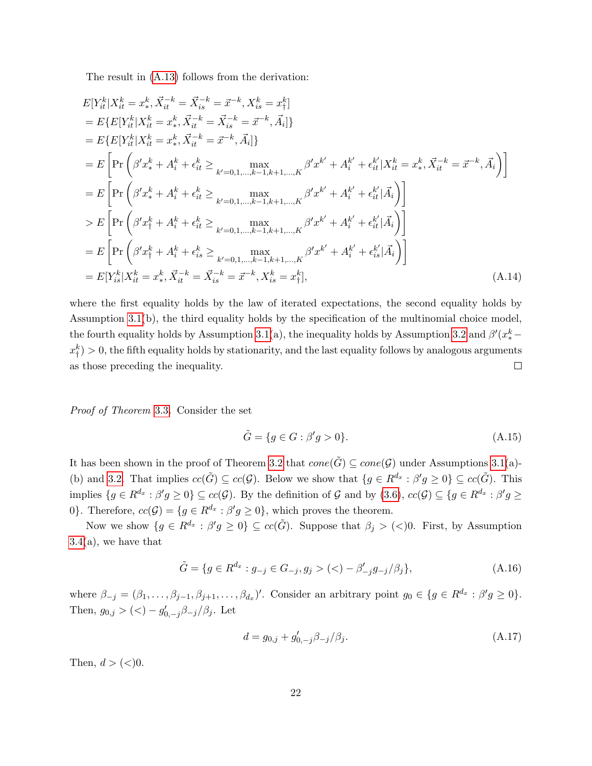The result in (A.13) follows from the derivation:

$$
\begin{aligned}
& E[Y_{it}^k | X_{it}^k = x_*^k, \vec{X}_{it}^{-k} = \vec{X}_{is}^{-k} = \vec{x}^{-k}, X_{is}^k = x_\dagger^k] \\
&= E\{E[Y_{it}^k | X_{it}^k = x_*^k, \vec{X}_{it}^{-k} = \vec{X}_{is}^{-k} = \vec{x}^{-k}, \vec{A}_i]\} \\
&= E\{E[Y_{it}^k | X_{it}^k = x_*^k, \vec{X}_{it}^{-k} = \vec{x}^{-k}, \vec{A}_i]\} \\
&= E\left[\Pr\left(\beta' x_*^k + A_i^k + \epsilon_{it}^k \geq \max_{k'=0,1,\ldots,k-1,k+1,\ldots,K} \beta' x^{k'} + A_i^{k'} + \epsilon_{it}^{k'} | X_{it}^k = x_*^k, \vec{X}_{it}^{-k} = \vec{x}^{-k}, \vec{A}_i\right)\right] \\
&= E\left[\Pr\left(\beta' x_*^k + A_i^k + \epsilon_{it}^k \geq \max_{k'=0,1,\ldots,k-1,k+1,\ldots,K} \beta' x^{k'} + A_i^{k'} + \epsilon_{it}^{k'} | \vec{A}_i\right)\right] \\
&> E\left[\Pr\left(\beta' x_\dagger^k + A_i^k + \epsilon_{it}^k \geq \max_{k'=0,1,\ldots,k-1,k+1,\ldots,K} \beta' x^{k'} + A_i^{k'} + \epsilon_{it}^{k'} | \vec{A}_i\right)\right] \\
&= E\left[\Pr\left(\beta' x_\dagger^k + A_i^k + \epsilon_{is}^k \geq \max_{k'=0,1,\ldots,k-1,k+1,\ldots,K} \beta' x^{k'} + A_i^{k'} + \epsilon_{is}^{k'} | \vec{A}_i\right)\right] \\
&= E[Y_{is}^k | X_{it}^k = x_*^k, \vec{X}_{it}^{-k} = \vec{X}_{is}^{-k} = \vec{x}^{-k}, X_{is}^k = x_\dagger^k],
\end{aligned}
\tag{A.14}
$$

where the first equality holds by the law of iterated expectations, the second equality holds by Assumption 3.1(b), the third equality holds by the specification of the multinomial choice model, the fourth equality holds by Assumption 3.1(a), the inequality holds by Assumption 3.2 and $\beta'(x_*^k - x_\dagger^k) > 0$, the fifth equality holds by stationarity, and the last equality follows by analogous arguments as those preceding the inequality. □

*Proof of Theorem* 3.3. Consider the set

$$
\tilde{G} = \{g \in G : \beta' g > 0\}. \tag{A.15}
$$

It has been shown in the proof of Theorem 3.2 that $cone(\tilde{G}) \subseteq cone(\mathcal{G})$ under Assumptions 3.1(a)-(b) and 3.2. That implies $cc(\tilde{G}) \subseteq cc(\mathcal{G})$. Below we show that $\{g \in R^{d_x} : \beta' g \geq 0\} \subseteq cc(\tilde{G})$. This implies $\{g \in R^{d_x} : \beta' g \geq 0\} \subseteq cc(\mathcal{G})$. By the definition of $\mathcal{G}$ and by (3.6), $cc(\mathcal{G}) \subseteq \{g \in R^{d_x} : \beta' g \geq 0\}$. Therefore, $cc(\mathcal{G}) = \{g \in R^{d_x} : \beta' g \geq 0\}$, which proves the theorem.

Now we show $\{g \in R^{d_x} : \beta' g \geq 0\} \subseteq cc(\tilde{G})$. Suppose that $\beta_j > (<) 0$. First, by Assumption 3.4(a), we have that

$$
\tilde{G} = \{g \in R^{d_x} : g_{-j} \in G_{-j}, g_j > (<) - \beta_{-j}' g_{-j}/\beta_j\}, \tag{A.16}
$$

where $\beta_{-j} = (\beta_1, \ldots, \beta_{j-1}, \beta_{j+1}, \ldots, \beta_{d_x})'$. Consider an arbitrary point $g_0 \in \{g \in R^{d_x} : \beta' g \geq 0\}$. Then, $g_{0,j} > (<) - g_{0,-j}' \beta_{-j}/\beta_j$. Let

$$
d = g_{0,j} + g_{0,-j}' \beta_{-j}/\beta_j. \tag{A.17}
$$

Then, $d > (<) 0$.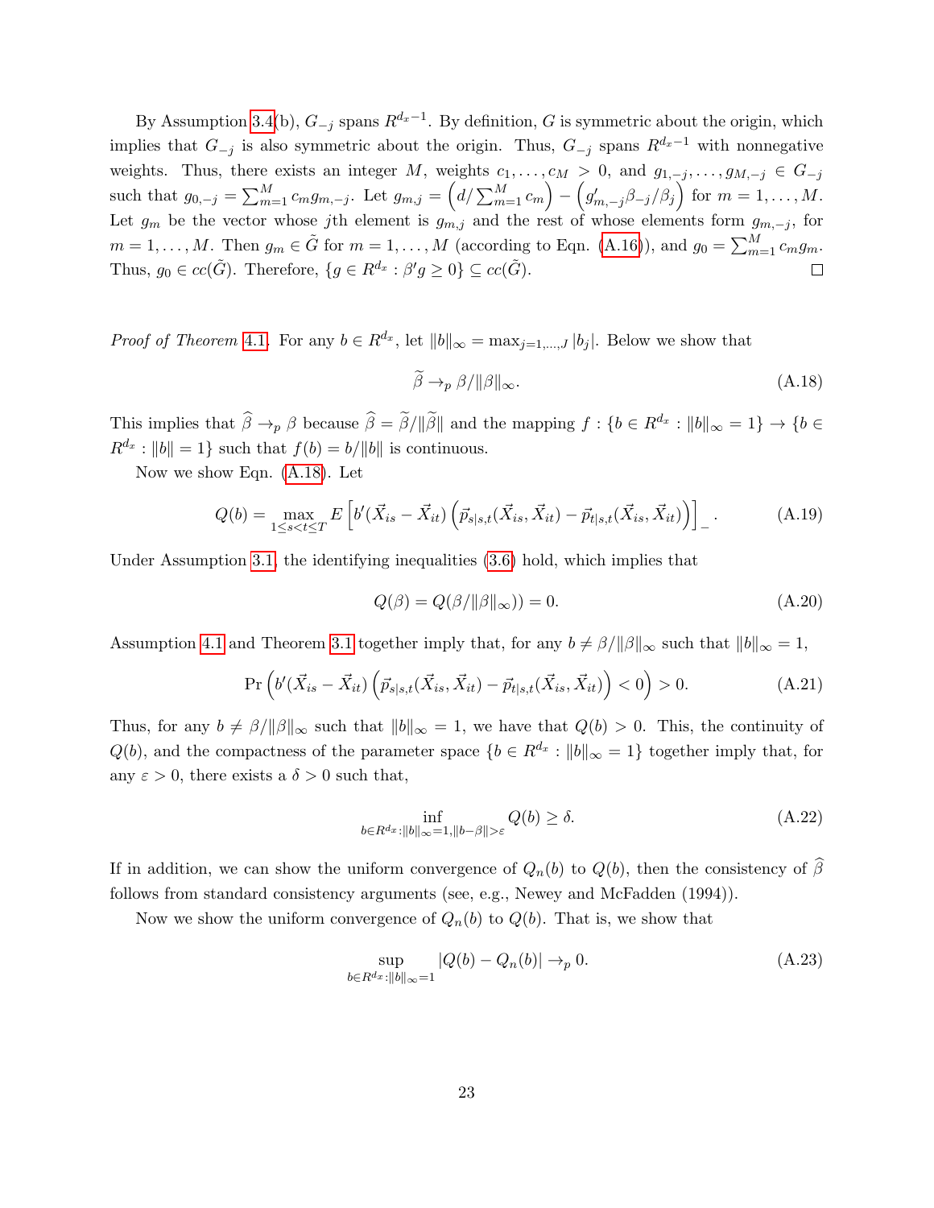By Assumption 3.4(b), $G_{-j}$ spans $R^{d_x-1}$. By definition, $G$ is symmetric about the origin, which implies that $G_{-j}$ is also symmetric about the origin. Thus, $G_{-j}$ spans $R^{d_x-1}$ with nonnegative weights. Thus, there exists an integer $M$, weights $c_1, \ldots, c_M > 0$, and $g_{1,-j}, \ldots, g_{M,-j} \in G_{-j}$ such that $g_{0,-j} = \sum_{m=1}^{M} c_m g_{m,-j}$. Let $g_{m,j} = \left(d / \sum_{m=1}^{M} c_m\right) - \left(g'_{m,-j}\beta_{-j}/\beta_j\right)$ for $m = 1, \ldots, M$. Let $g_m$ be the vector whose $j$th element is $g_{m,j}$ and the rest of whose elements form $g_{m,-j}$, for $m = 1, \ldots, M$. Then $g_m \in \tilde{G}$ for $m = 1, \ldots, M$ (according to Eqn. (A.16)), and $g_0 = \sum_{m=1}^{M} c_m g_m$. Thus, $g_0 \in cc(\tilde{G})$. Therefore, $\{g \in R^{d_x} : \beta' g \geq 0\} \subseteq cc(\tilde{G})$. □

*Proof of Theorem 4.1.* For any $b \in R^{d_x}$, let $\|b\|_\infty = \max_{j=1,\ldots,J} |b_j|$. Below we show that

$$\widetilde{\beta} \to_p \beta / \|\beta\|_\infty. \tag{A.18}$$

This implies that $\widehat{\beta} \to_p \beta$ because $\widehat{\beta} = \widetilde{\beta}/\|\widetilde{\beta}\|$ and the mapping $f : \{b \in R^{d_x} : \|b\|_\infty = 1\} \to \{b \in R^{d_x} : \|b\| = 1\}$ such that $f(b) = b/\|b\|$ is continuous.

Now we show Eqn. (A.18). Let

$$Q(b) = \max_{1 \leq s < t \leq T} E\left[b'(\vec{X}_{is} - \vec{X}_{it})\left(\vec{p}_{s|s,t}(\vec{X}_{is}, \vec{X}_{it}) - \vec{p}_{t|s,t}(\vec{X}_{is}, \vec{X}_{it})\right)\right]_- . \tag{A.19}$$

Under Assumption 3.1, the identifying inequalities (3.6) hold, which implies that

$$Q(\beta) = Q(\beta/\|\beta\|_\infty)) = 0. \tag{A.20}$$

Assumption 4.1 and Theorem 3.1 together imply that, for any $b \neq \beta/\|\beta\|_\infty$ such that $\|b\|_\infty = 1$,

$$\Pr\left(b'(\vec{X}_{is} - \vec{X}_{it})\left(\vec{p}_{s|s,t}(\vec{X}_{is}, \vec{X}_{it}) - \vec{p}_{t|s,t}(\vec{X}_{is}, \vec{X}_{it})\right) < 0\right) > 0. \tag{A.21}$$

Thus, for any $b \neq \beta/\|\beta\|_\infty$ such that $\|b\|_\infty = 1$, we have that $Q(b) > 0$. This, the continuity of $Q(b)$, and the compactness of the parameter space $\{b \in R^{d_x} : \|b\|_\infty = 1\}$ together imply that, for any $\varepsilon > 0$, there exists a $\delta > 0$ such that,

$$\inf_{b \in R^{d_x} : \|b\|_\infty = 1, \|b - \beta\| > \varepsilon} Q(b) \geq \delta. \tag{A.22}$$

If in addition, we can show the uniform convergence of $Q_n(b)$ to $Q(b)$, then the consistency of $\widehat{\beta}$ follows from standard consistency arguments (see, e.g., Newey and McFadden (1994)).

Now we show the uniform convergence of $Q_n(b)$ to $Q(b)$. That is, we show that

$$\sup_{b \in R^{d_x} : \|b\|_\infty = 1} |Q(b) - Q_n(b)| \to_p 0. \tag{A.23}$$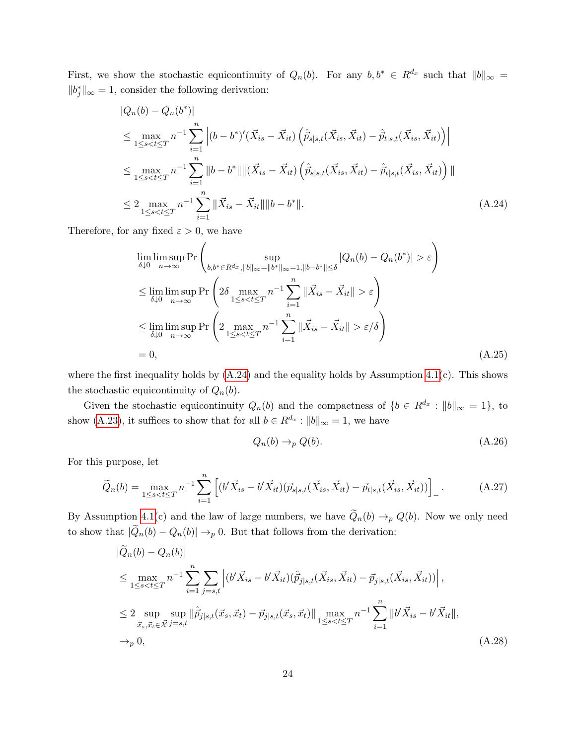First, we show the stochastic equicontinuity of $Q_n(b)$. For any $b, b^* \in R^{d_x}$ such that $\|b\|_\infty = \|b_j^*\|_\infty = 1$, consider the following derivation:

$$
\begin{aligned}
&|Q_n(b) - Q_n(b^*)| \\
&\leq \max_{1\leq s<t\leq T} n^{-1} \sum_{i=1}^n \left| (b - b^*)'(\vec{X}_{is} - \vec{X}_{it}) \left( \hat{\vec{p}}_{s|s,t}(\vec{X}_{is}, \vec{X}_{it}) - \hat{\vec{p}}_{t|s,t}(\vec{X}_{is}, \vec{X}_{it}) \right) \right| \\
&\leq \max_{1\leq s<t\leq T} n^{-1} \sum_{i=1}^n \|b - b^*\| \|(\vec{X}_{is} - \vec{X}_{it}) \left( \hat{\vec{p}}_{s|s,t}(\vec{X}_{is}, \vec{X}_{it}) - \hat{\vec{p}}_{t|s,t}(\vec{X}_{is}, \vec{X}_{it}) \right) \| \\
&\leq 2 \max_{1\leq s<t\leq T} n^{-1} \sum_{i=1}^n \|\vec{X}_{is} - \vec{X}_{it}\| \|b - b^*\|. 
\end{aligned} \tag{A.24}
$$

Therefore, for any fixed $\varepsilon > 0$, we have

$$
\begin{aligned}
&\lim_{\delta\downarrow 0} \limsup_{n\to\infty} \Pr\left( \sup_{b,b^* \in R^{d_x}, \|b\|_\infty = \|b^*\|_\infty = 1, \|b - b^*\| \leq \delta} |Q_n(b) - Q_n(b^*)| > \varepsilon \right) \\
&\leq \lim_{\delta\downarrow 0} \limsup_{n\to\infty} \Pr\left( 2\delta \max_{1\leq s<t\leq T} n^{-1} \sum_{i=1}^n \|\vec{X}_{is} - \vec{X}_{it}\| > \varepsilon \right) \\
&\leq \lim_{\delta\downarrow 0} \limsup_{n\to\infty} \Pr\left( 2 \max_{1\leq s<t\leq T} n^{-1} \sum_{i=1}^n \|\vec{X}_{is} - \vec{X}_{it}\| > \varepsilon/\delta \right) \\
&= 0,
\end{aligned} \tag{A.25}
$$

where the first inequality holds by (A.24) and the equality holds by Assumption 4.1(c). This shows the stochastic equicontinuity of $Q_n(b)$.

Given the stochastic equicontinuity $Q_n(b)$ and the compactness of $\{b \in R^{d_x} : \|b\|_\infty = 1\}$, to show (A.23), it suffices to show that for all $b \in R^{d_x} : \|b\|_\infty = 1$, we have

$$
Q_n(b) \to_p Q(b). \tag{A.26}
$$

For this purpose, let

$$
\widetilde{Q}_n(b) = \max_{1\leq s<t\leq T} n^{-1} \sum_{i=1}^n \left[ (b'\vec{X}_{is} - b'\vec{X}_{it})(\vec{p}_{s|s,t}(\vec{X}_{is}, \vec{X}_{it}) - \vec{p}_{t|s,t}(\vec{X}_{is}, \vec{X}_{it})) \right]_- . \tag{A.27}
$$

By Assumption 4.1(c) and the law of large numbers, we have $\widetilde{Q}_n(b) \to_p Q(b)$. Now we only need to show that $|\widetilde{Q}_n(b) - Q_n(b)| \to_p 0$. But that follows from the derivation:

$$
\begin{aligned}
&|\widetilde{Q}_n(b) - Q_n(b)| \\
&\leq \max_{1\leq s<t\leq T} n^{-1} \sum_{i=1}^n \sum_{j=s,t} \left| (b'\vec{X}_{is} - b'\vec{X}_{it})(\hat{\vec{p}}_{j|s,t}(\vec{X}_{is}, \vec{X}_{it}) - \vec{p}_{j|s,t}(\vec{X}_{is}, \vec{X}_{it})) \right|, \\
&\leq 2 \sup_{\vec{x}_s, \vec{x}_t \in \vec{\mathcal{X}}} \sup_{j=s,t} \|\hat{\vec{p}}_{j|s,t}(\vec{x}_s, \vec{x}_t) - \vec{p}_{j|s,t}(\vec{x}_s, \vec{x}_t)\| \max_{1\leq s<t\leq T} n^{-1} \sum_{i=1}^n \|b'\vec{X}_{is} - b'\vec{X}_{it}\|, \\
&\to_p 0,
\end{aligned} \tag{A.28}
$$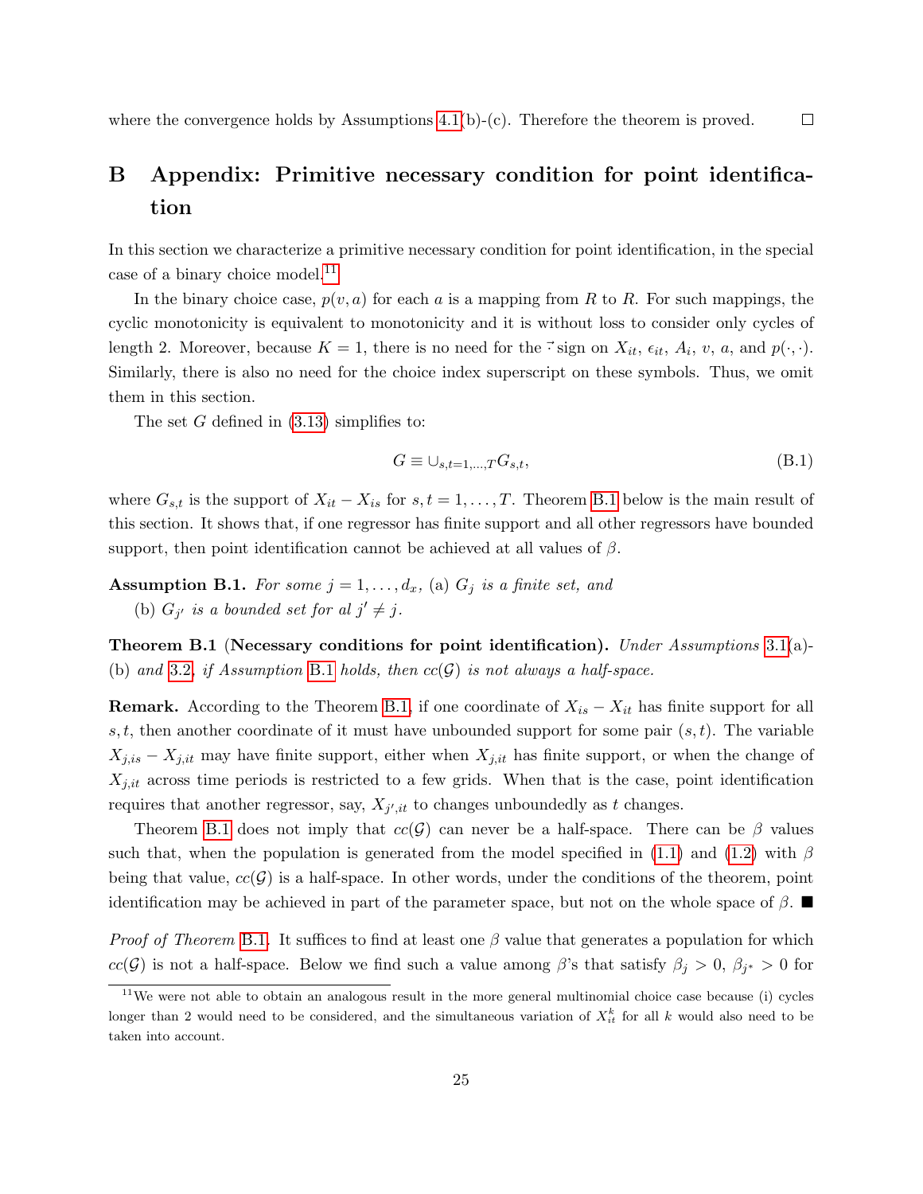where the convergence holds by Assumptions 4.1(b)-(c). Therefore the theorem is proved. $\square$

# B Appendix: Primitive necessary condition for point identification

In this section we characterize a primitive necessary condition for point identification, in the special case of a binary choice model.[11]

In the binary choice case, $p(v, a)$ for each $a$ is a mapping from $R$ to $R$. For such mappings, the cyclic monotonicity is equivalent to monotonicity and it is without loss to consider only cycles of length 2. Moreover, because $K = 1$, there is no need for the $\vec{\cdot}$ sign on $X_{it}$, $\epsilon_{it}$, $A_i$, $v$, $a$, and $p(\cdot, \cdot)$. Similarly, there is also no need for the choice index superscript on these symbols. Thus, we omit them in this section.

The set $G$ defined in (3.13) simplifies to:

$$G \equiv \cup_{s,t=1,\ldots,T} G_{s,t}, \tag{B.1}$$

where $G_{s,t}$ is the support of $X_{it} - X_{is}$ for $s, t = 1, \ldots, T$. Theorem B.1 below is the main result of this section. It shows that, if one regressor has finite support and all other regressors have bounded support, then point identification cannot be achieved at all values of $\beta$.

**Assumption B.1.** *For some $j = 1, \ldots, d_x$,* (a) *$G_j$ is a finite set, and*

(b) *$G_{j'}$ is a bounded set for al $j' \neq j$.*

**Theorem B.1 (Necessary conditions for point identification).** *Under Assumptions 3.1(a)-(b) and 3.2, if Assumption B.1 holds, then $cc(\mathcal{G})$ is not always a half-space.*

**Remark.** According to the Theorem B.1, if one coordinate of $X_{is} - X_{it}$ has finite support for all $s, t$, then another coordinate of it must have unbounded support for some pair $(s, t)$. The variable $X_{j,is} - X_{j,it}$ may have finite support, either when $X_{j,it}$ has finite support, or when the change of $X_{j,it}$ across time periods is restricted to a few grids. When that is the case, point identification requires that another regressor, say, $X_{j',it}$ to changes unboundedly as $t$ changes.

Theorem B.1 does not imply that $cc(\mathcal{G})$ can never be a half-space. There can be $\beta$ values such that, when the population is generated from the model specified in (1.1) and (1.2) with $\beta$ being that value, $cc(\mathcal{G})$ is a half-space. In other words, under the conditions of the theorem, point identification may be achieved in part of the parameter space, but not on the whole space of $\beta$. ■

*Proof of Theorem B.1.* It suffices to find at least one $\beta$ value that generates a population for which $cc(\mathcal{G})$ is not a half-space. Below we find such a value among $\beta$'s that satisfy $\beta_j > 0$, $\beta_{j^*} > 0$ for

[11] We were not able to obtain an analogous result in the more general multinomial choice case because (i) cycles longer than 2 would need to be considered, and the simultaneous variation of $X_{it}^k$ for all $k$ would also need to be taken into account.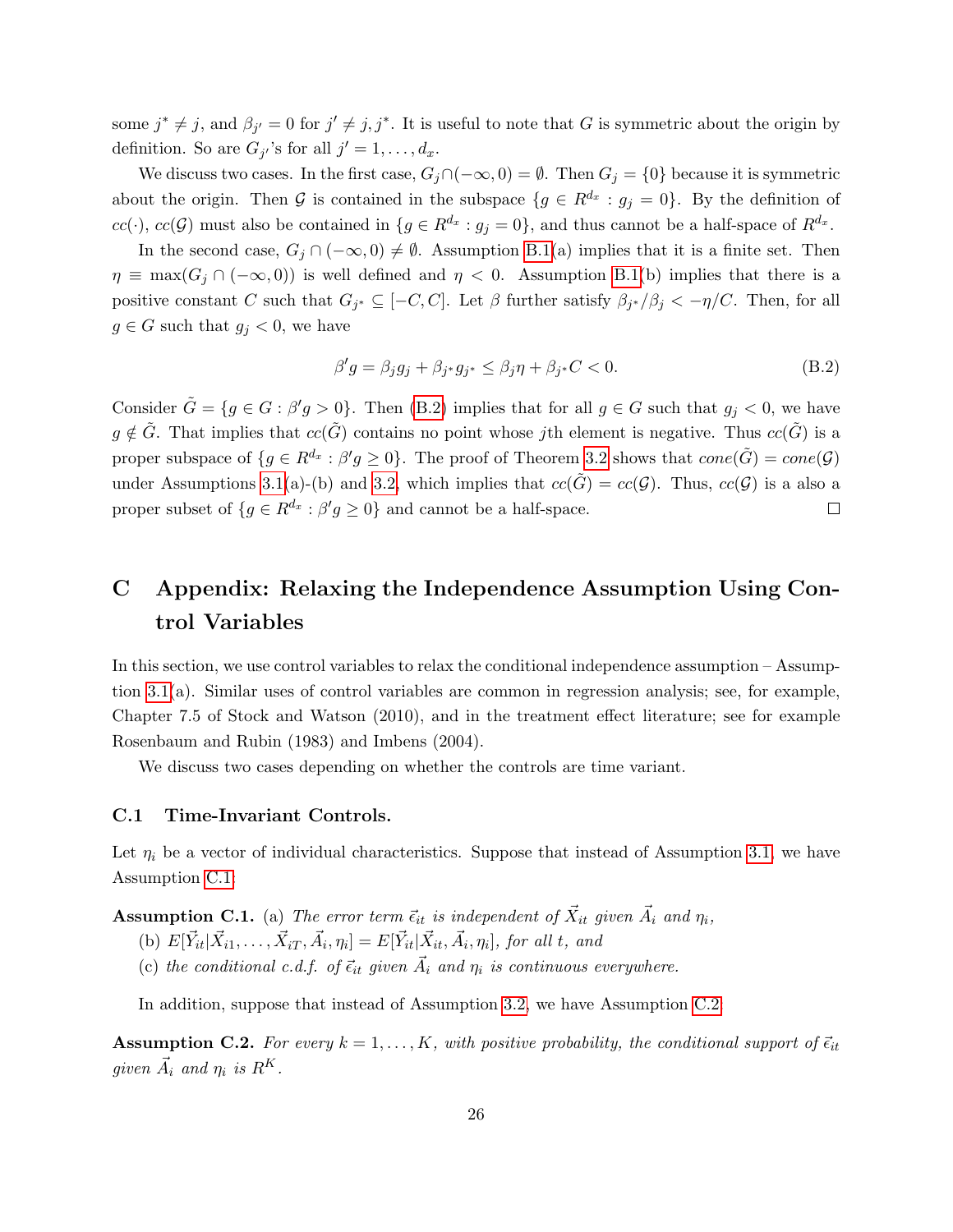some $j^* \neq j$, and $\beta_{j'} = 0$ for $j' \neq j, j^*$. It is useful to note that $G$ is symmetric about the origin by definition. So are $G_{j'}$'s for all $j' = 1, \ldots, d_x$.

We discuss two cases. In the first case, $G_j \cap (-\infty, 0) = \emptyset$. Then $G_j = \{0\}$ because it is symmetric about the origin. Then $\mathcal{G}$ is contained in the subspace $\{g \in R^{d_x} : g_j = 0\}$. By the definition of $cc(\cdot)$, $cc(\mathcal{G})$ must also be contained in $\{g \in R^{d_x} : g_j = 0\}$, and thus cannot be a half-space of $R^{d_x}$.

In the second case, $G_j \cap (-\infty, 0) \neq \emptyset$. Assumption B.1(a) implies that it is a finite set. Then $\eta \equiv \max(G_j \cap (-\infty, 0))$ is well defined and $\eta < 0$. Assumption B.1(b) implies that there is a positive constant $C$ such that $G_{j^*} \subseteq [-C, C]$. Let $\beta$ further satisfy $\beta_{j^*}/\beta_j < -\eta/C$. Then, for all $g \in G$ such that $g_j < 0$, we have

$$\beta' g = \beta_j g_j + \beta_{j^*} g_{j^*} \leq \beta_j \eta + \beta_{j^*} C < 0. \tag{B.2}$$

Consider $\tilde{G} = \{g \in G : \beta' g > 0\}$. Then (B.2) implies that for all $g \in G$ such that $g_j < 0$, we have $g \notin \tilde{G}$. That implies that $cc(\tilde{G})$ contains no point whose $j$th element is negative. Thus $cc(\tilde{G})$ is a proper subspace of $\{g \in R^{d_x} : \beta' g \geq 0\}$. The proof of Theorem 3.2 shows that $cone(\tilde{G}) = cone(\mathcal{G})$ under Assumptions 3.1(a)-(b) and 3.2, which implies that $cc(\tilde{G}) = cc(\mathcal{G})$. Thus, $cc(\mathcal{G})$ is a also a proper subset of $\{g \in R^{d_x} : \beta' g \geq 0\}$ and cannot be a half-space. $\square$

# C Appendix: Relaxing the Independence Assumption Using Control Variables

In this section, we use control variables to relax the conditional independence assumption – Assumption 3.1(a). Similar uses of control variables are common in regression analysis; see, for example, Chapter 7.5 of Stock and Watson (2010), and in the treatment effect literature; see for example Rosenbaum and Rubin (1983) and Imbens (2004).

We discuss two cases depending on whether the controls are time variant.

## C.1 Time-Invariant Controls.

Let $\eta_i$ be a vector of individual characteristics. Suppose that instead of Assumption 3.1, we have Assumption C.1:

**Assumption C.1.** (a) *The error term $\vec{\epsilon}_{it}$ is independent of $\vec{X}_{it}$ given $\vec{A}_i$ and $\eta_i$,*

(b) $E[\vec{Y}_{it}|\vec{X}_{i1}, \ldots, \vec{X}_{iT}, \vec{A}_i, \eta_i] = E[\vec{Y}_{it}|\vec{X}_{it}, \vec{A}_i, \eta_i]$, *for all $t$, and*

(c) *the conditional c.d.f. of $\vec{\epsilon}_{it}$ given $\vec{A}_i$ and $\eta_i$ is continuous everywhere.*

In addition, suppose that instead of Assumption 3.2, we have Assumption C.2.

**Assumption C.2.** *For every $k = 1, \ldots, K$, with positive probability, the conditional support of $\vec{\epsilon}_{it}$ given $\vec{A}_i$ and $\eta_i$ is $R^K$.*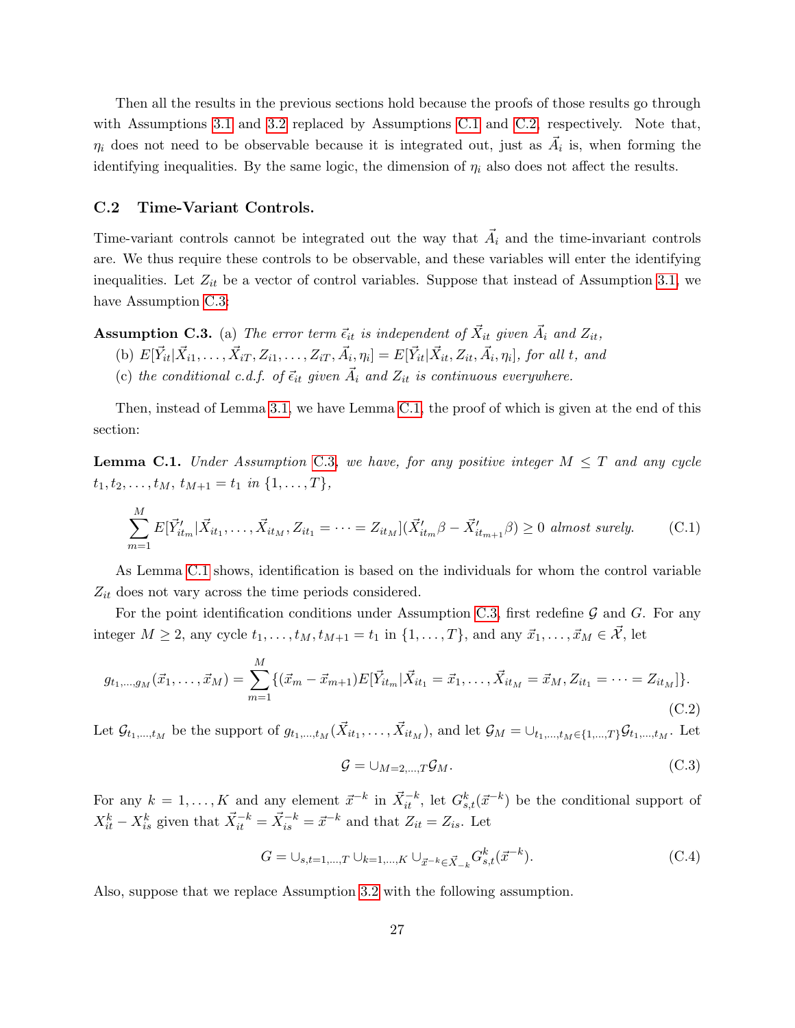Then all the results in the previous sections hold because the proofs of those results go through with Assumptions 3.1 and 3.2 replaced by Assumptions C.1 and C.2, respectively. Note that, $\eta_i$ does not need to be observable because it is integrated out, just as $\vec{A}_i$ is, when forming the identifying inequalities. By the same logic, the dimension of $\eta_i$ also does not affect the results.

### C.2 Time-Variant Controls.

Time-variant controls cannot be integrated out the way that $\vec{A}_i$ and the time-invariant controls are. We thus require these controls to be observable, and these variables will enter the identifying inequalities. Let $Z_{it}$ be a vector of control variables. Suppose that instead of Assumption 3.1, we have Assumption C.3:

**Assumption C.3.** (a) *The error term $\vec{\epsilon}_{it}$ is independent of $\vec{X}_{it}$ given $\vec{A}_i$ and $Z_{it}$,*

(b) $E[\vec{Y}_{it}|\vec{X}_{i1},\ldots,\vec{X}_{iT},Z_{i1},\ldots,Z_{iT},\vec{A}_i,\eta_i] = E[\vec{Y}_{it}|\vec{X}_{it},Z_{it},\vec{A}_i,\eta_i]$, *for all $t$, and*

(c) *the conditional c.d.f. of $\vec{\epsilon}_{it}$ given $\vec{A}_i$ and $Z_{it}$ is continuous everywhere.*

Then, instead of Lemma 3.1, we have Lemma C.1, the proof of which is given at the end of this section:

**Lemma C.1.** *Under Assumption C.3, we have, for any positive integer $M \leq T$ and any cycle $t_1, t_2, \ldots, t_M$, $t_{M+1} = t_1$ in $\{1,\ldots,T\}$,*

$$\sum_{m=1}^{M} E[\vec{Y}'_{it_m}|\vec{X}_{it_1},\ldots,\vec{X}_{it_M},Z_{it_1}=\cdots=Z_{it_M}](\vec{X}'_{it_m}\beta - \vec{X}'_{it_{m+1}}\beta) \geq 0 \text{ almost surely.} \tag{C.1}$$

As Lemma C.1 shows, identification is based on the individuals for whom the control variable $Z_{it}$ does not vary across the time periods considered.

For the point identification conditions under Assumption C.3, first redefine $\mathcal{G}$ and $G$. For any integer $M \geq 2$, any cycle $t_1,\ldots,t_M,t_{M+1}=t_1$ in $\{1,\ldots,T\}$, and any $\vec{x}_1,\ldots,\vec{x}_M \in \vec{\mathcal{X}}$, let

$$g_{t_1,\ldots,g_M}(\vec{x}_1,\ldots,\vec{x}_M) = \sum_{m=1}^{M}\{(\vec{x}_m - \vec{x}_{m+1})E[\vec{Y}_{it_m}|\vec{X}_{it_1}=\vec{x}_1,\ldots,\vec{X}_{it_M}=\vec{x}_M,Z_{it_1}=\cdots=Z_{it_M}]\}. \tag{C.2}$$

Let $\mathcal{G}_{t_1,\ldots,t_M}$ be the support of $g_{t_1,\ldots,t_M}(\vec{X}_{it_1},\ldots,\vec{X}_{it_M})$, and let $\mathcal{G}_M = \cup_{t_1,\ldots,t_M\in\{1,\ldots,T\}}\mathcal{G}_{t_1,\ldots,t_M}$. Let

$$\mathcal{G} = \cup_{M=2,\ldots,T}\mathcal{G}_M. \tag{C.3}$$

For any $k=1,\ldots,K$ and any element $\vec{x}^{-k}$ in $\vec{X}^{-k}_{it}$, let $G^k_{s,t}(\vec{x}^{-k})$ be the conditional support of $X^k_{it} - X^k_{is}$ given that $\vec{X}^{-k}_{it} = \vec{X}^{-k}_{is} = \vec{x}^{-k}$ and that $Z_{it} = Z_{is}$. Let

$$G = \cup_{s,t=1,\ldots,T}\cup_{k=1,\ldots,K}\cup_{\vec{x}^{-k}\in\vec{X}_{-k}} G^k_{s,t}(\vec{x}^{-k}). \tag{C.4}$$

Also, suppose that we replace Assumption 3.2 with the following assumption.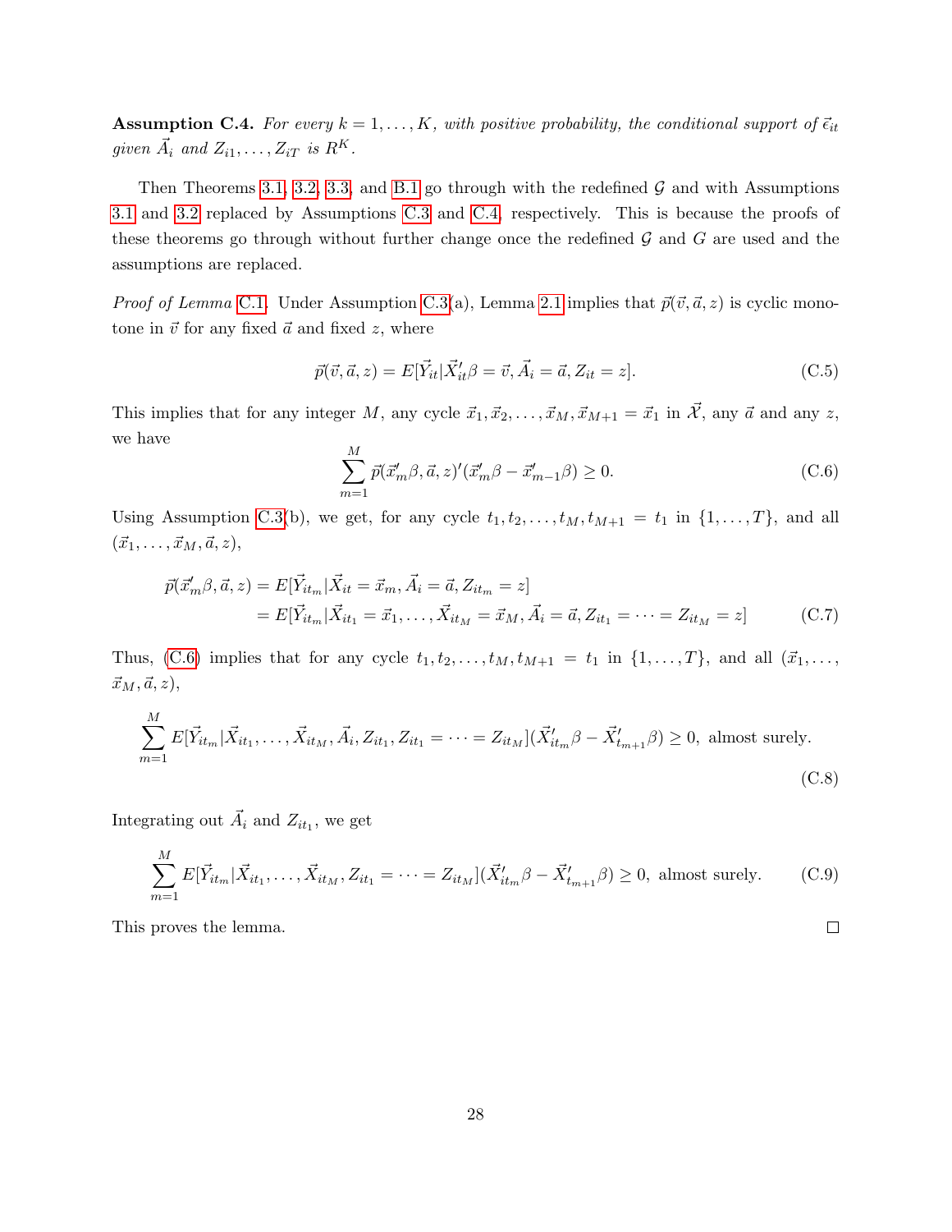**Assumption C.4.** *For every $k = 1, \ldots, K$, with positive probability, the conditional support of $\vec{\epsilon}_{it}$ given $\vec{A}_i$ and $Z_{i1}, \ldots, Z_{iT}$ is $R^K$.*

Then Theorems 3.1, 3.2, 3.3, and B.1 go through with the redefined $\mathcal{G}$ and with Assumptions 3.1 and 3.2 replaced by Assumptions C.3 and C.4, respectively. This is because the proofs of these theorems go through without further change once the redefined $\mathcal{G}$ and $G$ are used and the assumptions are replaced.

*Proof of Lemma* C.1. Under Assumption C.3(a), Lemma 2.1 implies that $\vec{p}(\vec{v}, \vec{a}, z)$ is cyclic monotone in $\vec{v}$ for any fixed $\vec{a}$ and fixed $z$, where

$$\vec{p}(\vec{v}, \vec{a}, z) = E[\vec{Y}_{it} | \vec{X}'_{it}\beta = \vec{v}, \vec{A}_i = \vec{a}, Z_{it} = z]. \tag{C.5}$$

This implies that for any integer $M$, any cycle $\vec{x}_1, \vec{x}_2, \ldots, \vec{x}_M, \vec{x}_{M+1} = \vec{x}_1$ in $\vec{\mathcal{X}}$, any $\vec{a}$ and any $z$, we have

$$\sum_{m=1}^{M} \vec{p}(\vec{x}'_m\beta, \vec{a}, z)'(\vec{x}'_m\beta - \vec{x}'_{m-1}\beta) \geq 0. \tag{C.6}$$

Using Assumption C.3(b), we get, for any cycle $t_1, t_2, \ldots, t_M, t_{M+1} = t_1$ in $\{1, \ldots, T\}$, and all $(\vec{x}_1, \ldots, \vec{x}_M, \vec{a}, z)$,

$$\begin{aligned}
\vec{p}(\vec{x}'_m\beta, \vec{a}, z) &= E[\vec{Y}_{it_m} | \vec{X}_{it} = \vec{x}_m, \vec{A}_i = \vec{a}, Z_{it_m} = z] \\
&= E[\vec{Y}_{it_m} | \vec{X}_{it_1} = \vec{x}_1, \ldots, \vec{X}_{it_M} = \vec{x}_M, \vec{A}_i = \vec{a}, Z_{it_1} = \cdots = Z_{it_M} = z]
\end{aligned} \tag{C.7}$$

Thus, (C.6) implies that for any cycle $t_1, t_2, \ldots, t_M, t_{M+1} = t_1$ in $\{1, \ldots, T\}$, and all $(\vec{x}_1, \ldots, \vec{x}_M, \vec{a}, z)$,

$$\sum_{m=1}^{M} E[\vec{Y}_{it_m} | \vec{X}_{it_1}, \ldots, \vec{X}_{it_M}, \vec{A}_i, Z_{it_1}, Z_{it_1} = \cdots = Z_{it_M}](\vec{X}'_{it_m}\beta - \vec{X}'_{t_{m+1}}\beta) \geq 0, \text{ almost surely.} \tag{C.8}$$

Integrating out $\vec{A}_i$ and $Z_{it_1}$, we get

$$\sum_{m=1}^{M} E[\vec{Y}_{it_m} | \vec{X}_{it_1}, \ldots, \vec{X}_{it_M}, Z_{it_1} = \cdots = Z_{it_M}](\vec{X}'_{it_m}\beta - \vec{X}'_{t_{m+1}}\beta) \geq 0, \text{ almost surely.} \tag{C.9}$$

This proves the lemma. □